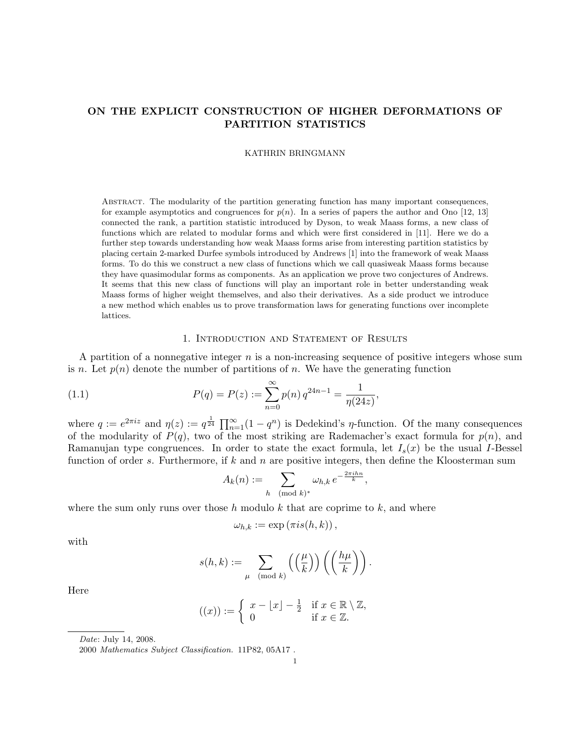# ON THE EXPLICIT CONSTRUCTION OF HIGHER DEFORMATIONS OF PARTITION STATISTICS

KATHRIN BRINGMANN

Abstract. The modularity of the partition generating function has many important consequences, for example asymptotics and congruences for $p(n)$. In a series of papers the author and Ono [12, 13] connected the rank, a partition statistic introduced by Dyson, to weak Maass forms, a new class of functions which are related to modular forms and which were first considered in [11]. Here we do a further step towards understanding how weak Maass forms arise from interesting partition statistics by placing certain 2-marked Durfee symbols introduced by Andrews [1] into the framework of weak Maass forms. To do this we construct a new class of functions which we call quasiweak Maass forms because they have quasimodular forms as components. As an application we prove two conjectures of Andrews. It seems that this new class of functions will play an important role in better understanding weak Maass forms of higher weight themselves, and also their derivatives. As a side product we introduce a new method which enables us to prove transformation laws for generating functions over incomplete lattices.

## 1. Introduction and Statement of Results

A partition of a nonnegative integer $n$ is a non-increasing sequence of positive integers whose sum is $n$. Let $p(n)$ denote the number of partitions of $n$. We have the generating function

$$P(q) = P(z) := \sum_{n=0}^{\infty} p(n)\, q^{24n-1} = \frac{1}{\eta(24z)}, \tag{1.1}$$

where $q := e^{2\pi i z}$ and $\eta(z) := q^{\frac{1}{24}} \prod_{n=1}^{\infty}(1-q^n)$ is Dedekind's $\eta$-function. Of the many consequences of the modularity of $P(q)$, two of the most striking are Rademacher's exact formula for $p(n)$, and Ramanujan type congruences. In order to state the exact formula, let $I_s(x)$ be the usual $I$-Bessel function of order $s$. Furthermore, if $k$ and $n$ are positive integers, then define the Kloosterman sum

$$A_k(n) := \sum_{h \pmod{k}^*} \omega_{h,k}\, e^{-\frac{2\pi i h n}{k}},$$

where the sum only runs over those $h$ modulo $k$ that are coprime to $k$, and where

$$\omega_{h,k} := \exp\left(\pi i s(h,k)\right),$$

with

$$s(h,k) := \sum_{\mu \pmod{k}} \left(\left(\frac{\mu}{k}\right)\right)\left(\left(\frac{h\mu}{k}\right)\right).$$

Here

$$((x)) := \begin{cases} x - \lfloor x \rfloor - \frac{1}{2} & \text{if } x \in \mathbb{R}\setminus\mathbb{Z}, \\ 0 & \text{if } x \in \mathbb{Z}. \end{cases}$$

---

*Date*: July 14, 2008.

2000 *Mathematics Subject Classification.* 11P82, 05A17 .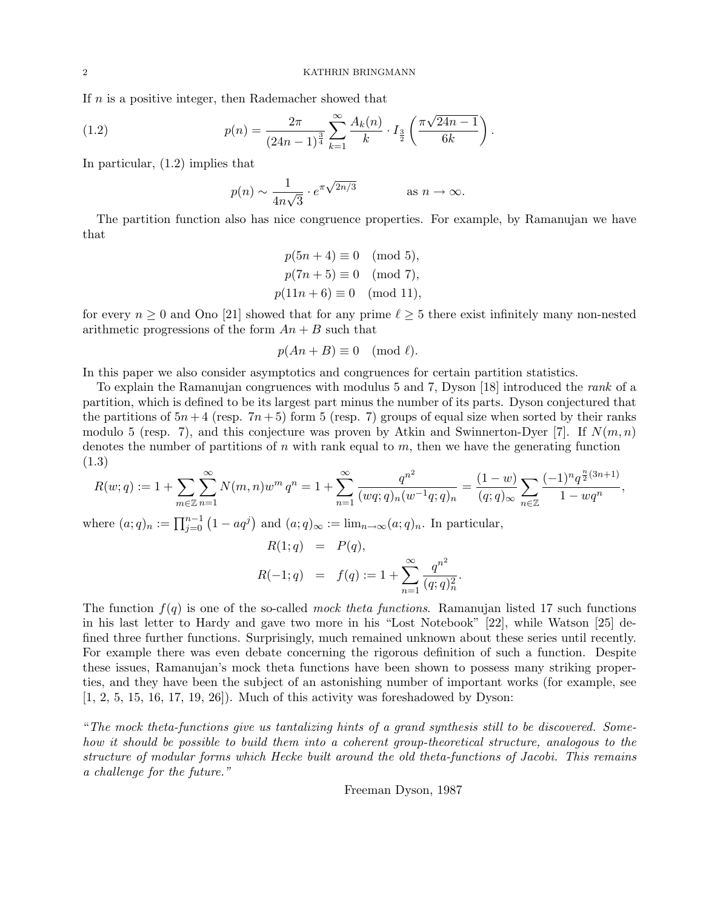If $n$ is a positive integer, then Rademacher showed that

$$p(n) = \frac{2\pi}{(24n-1)^{\frac{3}{4}}} \sum_{k=1}^{\infty} \frac{A_k(n)}{k} \cdot I_{\frac{3}{2}}\left(\frac{\pi\sqrt{24n-1}}{6k}\right). \tag{1.2}$$

In particular, (1.2) implies that

$$p(n) \sim \frac{1}{4n\sqrt{3}} \cdot e^{\pi\sqrt{2n/3}} \qquad \text{as } n \to \infty.$$

The partition function also has nice congruence properties. For example, by Ramanujan we have that

$$\begin{aligned} p(5n+4) &\equiv 0 \pmod{5}, \\ p(7n+5) &\equiv 0 \pmod{7}, \\ p(11n+6) &\equiv 0 \pmod{11}, \end{aligned}$$

for every $n \geq 0$ and Ono [21] showed that for any prime $\ell \geq 5$ there exist infinitely many non-nested arithmetic progressions of the form $An + B$ such that

$$p(An+B) \equiv 0 \pmod{\ell}.$$

In this paper we also consider asymptotics and congruences for certain partition statistics.

To explain the Ramanujan congruences with modulus 5 and 7, Dyson [18] introduced the *rank* of a partition, which is defined to be its largest part minus the number of its parts. Dyson conjectured that the partitions of $5n+4$ (resp. $7n+5$) form 5 (resp. 7) groups of equal size when sorted by their ranks modulo 5 (resp. 7), and this conjecture was proven by Atkin and Swinnerton-Dyer [7]. If $N(m,n)$ denotes the number of partitions of $n$ with rank equal to $m$, then we have the generating function (1.3)

$$R(w;q) := 1 + \sum_{m\in\mathbb{Z}} \sum_{n=1}^{\infty} N(m,n) w^m q^n = 1 + \sum_{n=1}^{\infty} \frac{q^{n^2}}{(wq;q)_n (w^{-1}q;q)_n} = \frac{(1-w)}{(q;q)_\infty} \sum_{n\in\mathbb{Z}} \frac{(-1)^n q^{\frac{n}{2}(3n+1)}}{1-wq^n},$$

where $(a;q)_n := \prod_{j=0}^{n-1}\left(1-aq^j\right)$ and $(a;q)_\infty := \lim_{n\to\infty}(a;q)_n$. In particular,

$$\begin{aligned} R(1;q) &= P(q), \\ R(-1;q) &= f(q) := 1 + \sum_{n=1}^{\infty} \frac{q^{n^2}}{(q;q)_n^2}. \end{aligned}$$

The function $f(q)$ is one of the so-called *mock theta functions*. Ramanujan listed 17 such functions in his last letter to Hardy and gave two more in his "Lost Notebook" [22], while Watson [25] defined three further functions. Surprisingly, much remained unknown about these series until recently. For example there was even debate concerning the rigorous definition of such a function. Despite these issues, Ramanujan's mock theta functions have been shown to possess many striking properties, and they have been the subject of an astonishing number of important works (for example, see [1, 2, 5, 15, 16, 17, 19, 26]). Much of this activity was foreshadowed by Dyson:

"*The mock theta-functions give us tantalizing hints of a grand synthesis still to be discovered. Somehow it should be possible to build them into a coherent group-theoretical structure, analogous to the structure of modular forms which Hecke built around the old theta-functions of Jacobi. This remains a challenge for the future.*"

Freeman Dyson, 1987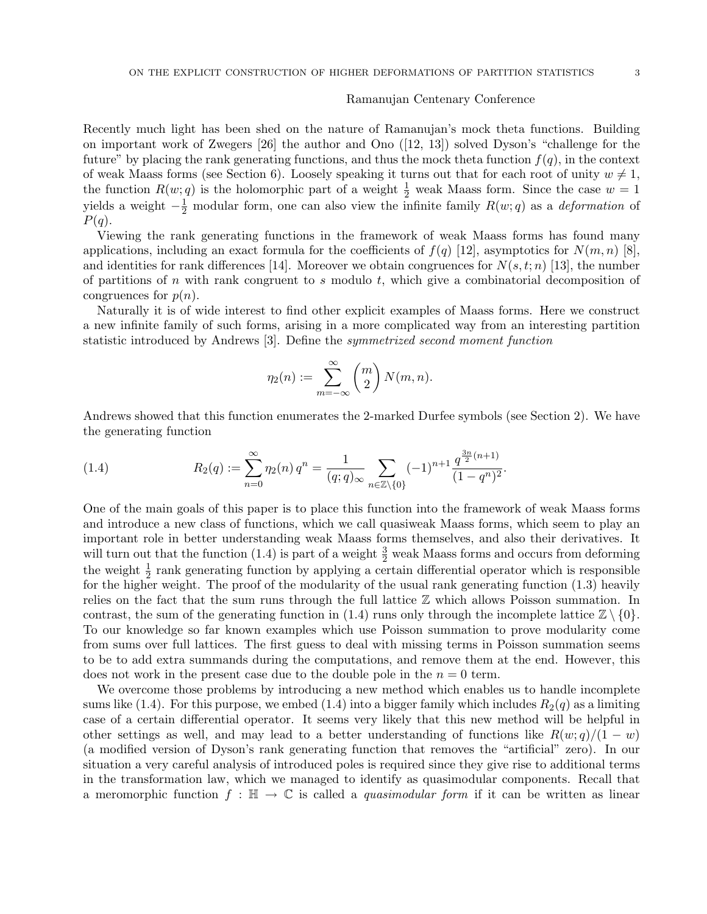Ramanujan Centenary Conference

Recently much light has been shed on the nature of Ramanujan's mock theta functions. Building on important work of Zwegers [26] the author and Ono ([12, 13]) solved Dyson's "challenge for the future" by placing the rank generating functions, and thus the mock theta function $f(q)$, in the context of weak Maass forms (see Section 6). Loosely speaking it turns out that for each root of unity $w \neq 1$, the function $R(w; q)$ is the holomorphic part of a weight $\frac{1}{2}$ weak Maass form. Since the case $w = 1$ yields a weight $-\frac{1}{2}$ modular form, one can also view the infinite family $R(w; q)$ as a *deformation* of $P(q)$.

Viewing the rank generating functions in the framework of weak Maass forms has found many applications, including an exact formula for the coefficients of $f(q)$ [12], asymptotics for $N(m, n)$ [8], and identities for rank differences [14]. Moreover we obtain congruences for $N(s, t; n)$ [13], the number of partitions of $n$ with rank congruent to $s$ modulo $t$, which give a combinatorial decomposition of congruences for $p(n)$.

Naturally it is of wide interest to find other explicit examples of Maass forms. Here we construct a new infinite family of such forms, arising in a more complicated way from an interesting partition statistic introduced by Andrews [3]. Define the *symmetrized second moment function*

$$\eta_2(n) := \sum_{m=-\infty}^{\infty} \binom{m}{2} N(m, n).$$

Andrews showed that this function enumerates the 2-marked Durfee symbols (see Section 2). We have the generating function

$$R_2(q) := \sum_{n=0}^{\infty} \eta_2(n)\, q^n = \frac{1}{(q;q)_\infty} \sum_{n \in \mathbb{Z} \setminus \{0\}} (-1)^{n+1} \frac{q^{\frac{3n}{2}(n+1)}}{(1-q^n)^2}. \tag{1.4}$$

One of the main goals of this paper is to place this function into the framework of weak Maass forms and introduce a new class of functions, which we call quasiweak Maass forms, which seem to play an important role in better understanding weak Maass forms themselves, and also their derivatives. It will turn out that the function (1.4) is part of a weight $\frac{3}{2}$ weak Maass forms and occurs from deforming the weight $\frac{1}{2}$ rank generating function by applying a certain differential operator which is responsible for the higher weight. The proof of the modularity of the usual rank generating function (1.3) heavily relies on the fact that the sum runs through the full lattice $\mathbb{Z}$ which allows Poisson summation. In contrast, the sum of the generating function in (1.4) runs only through the incomplete lattice $\mathbb{Z} \setminus \{0\}$. To our knowledge so far known examples which use Poisson summation to prove modularity come from sums over full lattices. The first guess to deal with missing terms in Poisson summation seems to be to add extra summands during the computations, and remove them at the end. However, this does not work in the present case due to the double pole in the $n = 0$ term.

We overcome those problems by introducing a new method which enables us to handle incomplete sums like (1.4). For this purpose, we embed (1.4) into a bigger family which includes $R_2(q)$ as a limiting case of a certain differential operator. It seems very likely that this new method will be helpful in other settings as well, and may lead to a better understanding of functions like $R(w; q)/(1 - w)$ (a modified version of Dyson's rank generating function that removes the "artificial" zero). In our situation a very careful analysis of introduced poles is required since they give rise to additional terms in the transformation law, which we managed to identify as quasimodular components. Recall that a meromorphic function $f : \mathbb{H} \to \mathbb{C}$ is called a *quasimodular form* if it can be written as linear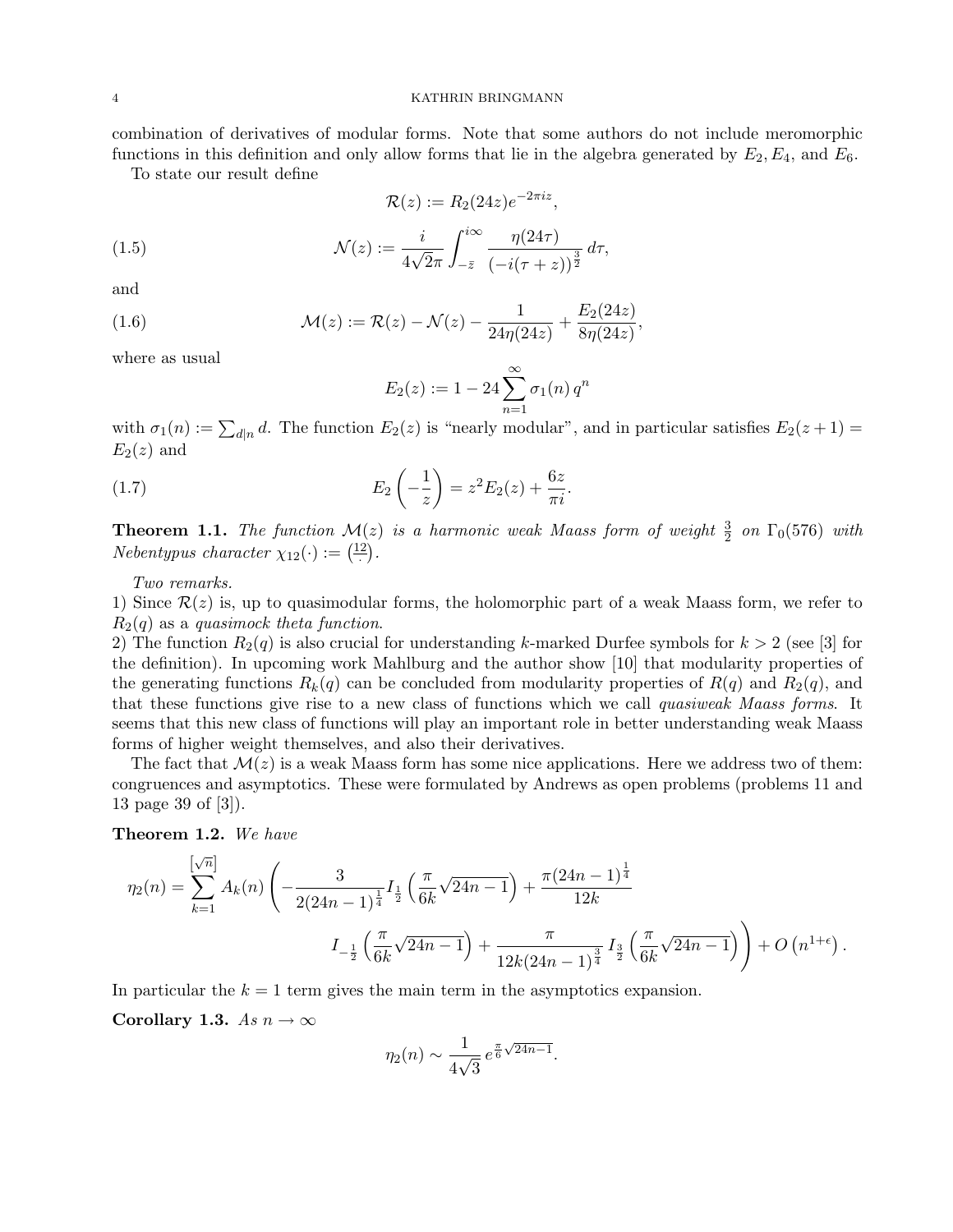combination of derivatives of modular forms. Note that some authors do not include meromorphic functions in this definition and only allow forms that lie in the algebra generated by $E_2, E_4$, and $E_6$.

To state our result define

$$\mathcal{R}(z) := R_2(24z)e^{-2\pi i z},$$

$$\mathcal{N}(z) := \frac{i}{4\sqrt{2}\pi}\int_{-\bar{z}}^{i\infty} \frac{\eta(24\tau)}{(-i(\tau+z))^{\frac{3}{2}}}\,d\tau, \tag{1.5}$$

and

$$\mathcal{M}(z) := \mathcal{R}(z) - \mathcal{N}(z) - \frac{1}{24\eta(24z)} + \frac{E_2(24z)}{8\eta(24z)}, \tag{1.6}$$

where as usual

$$E_2(z) := 1 - 24\sum_{n=1}^{\infty} \sigma_1(n)\, q^n$$

with $\sigma_1(n) := \sum_{d|n} d$. The function $E_2(z)$ is "nearly modular", and in particular satisfies $E_2(z+1) = E_2(z)$ and

$$E_2\left(-\frac{1}{z}\right) = z^2 E_2(z) + \frac{6z}{\pi i}. \tag{1.7}$$

**Theorem 1.1.** *The function $\mathcal{M}(z)$ is a harmonic weak Maass form of weight $\frac{3}{2}$ on $\Gamma_0(576)$ with Nebentypus character $\chi_{12}(\cdot) := \left(\frac{12}{\cdot}\right)$.*

*Two remarks.*
1) Since $\mathcal{R}(z)$ is, up to quasimodular forms, the holomorphic part of a weak Maass form, we refer to $R_2(q)$ as a *quasimock theta function*.
2) The function $R_2(q)$ is also crucial for understanding $k$-marked Durfee symbols for $k > 2$ (see [3] for the definition). In upcoming work Mahlburg and the author show [10] that modularity properties of the generating functions $R_k(q)$ can be concluded from modularity properties of $R(q)$ and $R_2(q)$, and that these functions give rise to a new class of functions which we call *quasiweak Maass forms*. It seems that this new class of functions will play an important role in better understanding weak Maass forms of higher weight themselves, and also their derivatives.

The fact that $\mathcal{M}(z)$ is a weak Maass form has some nice applications. Here we address two of them: congruences and asymptotics. These were formulated by Andrews as open problems (problems 11 and 13 page 39 of [3]).

**Theorem 1.2.** *We have*

$$\eta_2(n) = \sum_{k=1}^{[\sqrt{n}]} A_k(n)\left(-\frac{3}{2(24n-1)^{\frac{1}{4}}} I_{\frac{1}{2}}\left(\frac{\pi}{6k}\sqrt{24n-1}\right) + \frac{\pi(24n-1)^{\frac{1}{4}}}{12k} I_{-\frac{1}{2}}\left(\frac{\pi}{6k}\sqrt{24n-1}\right) + \frac{\pi}{12k(24n-1)^{\frac{3}{4}}}\, I_{\frac{3}{2}}\left(\frac{\pi}{6k}\sqrt{24n-1}\right)\right) + O\left(n^{1+\epsilon}\right).$$

In particular the $k=1$ term gives the main term in the asymptotics expansion.

**Corollary 1.3.** *As $n \to \infty$*

$$\eta_2(n) \sim \frac{1}{4\sqrt{3}}\, e^{\frac{\pi}{6}\sqrt{24n-1}}.$$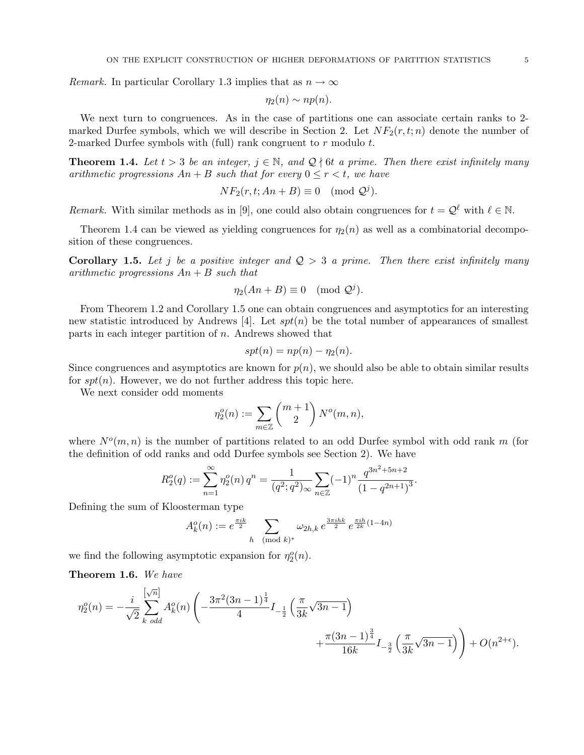*Remark.* In particular Corollary 1.3 implies that as $n \to \infty$

$$\eta_2(n) \sim np(n).$$

We next turn to congruences. As in the case of partitions one can associate certain ranks to 2-marked Durfee symbols, which we will describe in Section 2. Let $NF_2(r,t;n)$ denote the number of 2-marked Durfee symbols with (full) rank congruent to $r$ modulo $t$.

**Theorem 1.4.** *Let $t > 3$ be an integer, $j \in \mathbb{N}$, and $\mathcal{Q} \nmid 6t$ a prime. Then there exist infinitely many arithmetic progressions $An + B$ such that for every $0 \le r < t$, we have*

$$NF_2(r,t;An+B) \equiv 0 \pmod{\mathcal{Q}^j}.$$

*Remark.* With similar methods as in [9], one could also obtain congruences for $t = \mathcal{Q}^\ell$ with $\ell \in \mathbb{N}$.

Theorem 1.4 can be viewed as yielding congruences for $\eta_2(n)$ as well as a combinatorial decomposition of these congruences.

**Corollary 1.5.** *Let $j$ be a positive integer and $\mathcal{Q} > 3$ a prime. Then there exist infinitely many arithmetic progressions $An + B$ such that*

$$\eta_2(An+B) \equiv 0 \pmod{\mathcal{Q}^j}.$$

From Theorem 1.2 and Corollary 1.5 one can obtain congruences and asymptotics for an interesting new statistic introduced by Andrews [4]. Let $spt(n)$ be the total number of appearances of smallest parts in each integer partition of $n$. Andrews showed that

$$spt(n) = np(n) - \eta_2(n).$$

Since congruences and asymptotics are known for $p(n)$, we should also be able to obtain similar results for $spt(n)$. However, we do not further address this topic here.

We next consider odd moments

$$\eta_2^o(n) := \sum_{m \in \mathbb{Z}} \binom{m+1}{2} N^o(m,n),$$

where $N^o(m,n)$ is the number of partitions related to an odd Durfee symbol with odd rank $m$ (for the definition of odd ranks and odd Durfee symbols see Section 2). We have

$$R_2^o(q) := \sum_{n=1}^\infty \eta_2^o(n)\, q^n = \frac{1}{(q^2;q^2)_\infty} \sum_{n \in \mathbb{Z}} (-1)^n \frac{q^{3n^2+5n+2}}{\left(1-q^{2n+1}\right)^3}.$$

Defining the sum of Kloosterman type

$$A_k^o(n) := e^{\frac{\pi i k}{2}} \sum_{h \pmod{k}^*} \omega_{2h,k}\, e^{\frac{3\pi i h k}{2}}\, e^{\frac{\pi i h}{2k}(1-4n)}$$

we find the following asymptotic expansion for $\eta_2^o(n)$.

**Theorem 1.6.** *We have*

$$\eta_2^o(n) = -\frac{i}{\sqrt{2}} \sum_{k \text{ odd}}^{[\sqrt{n}]} A_k^o(n) \left( -\frac{3\pi^2 (3n-1)^{\frac{1}{4}}}{4} I_{-\frac{1}{2}}\left(\frac{\pi}{3k}\sqrt{3n-1}\right) + \frac{\pi(3n-1)^{\frac{3}{4}}}{16k} I_{-\frac{3}{2}}\left(\frac{\pi}{3k}\sqrt{3n-1}\right)\right) + O(n^{2+\epsilon}).$$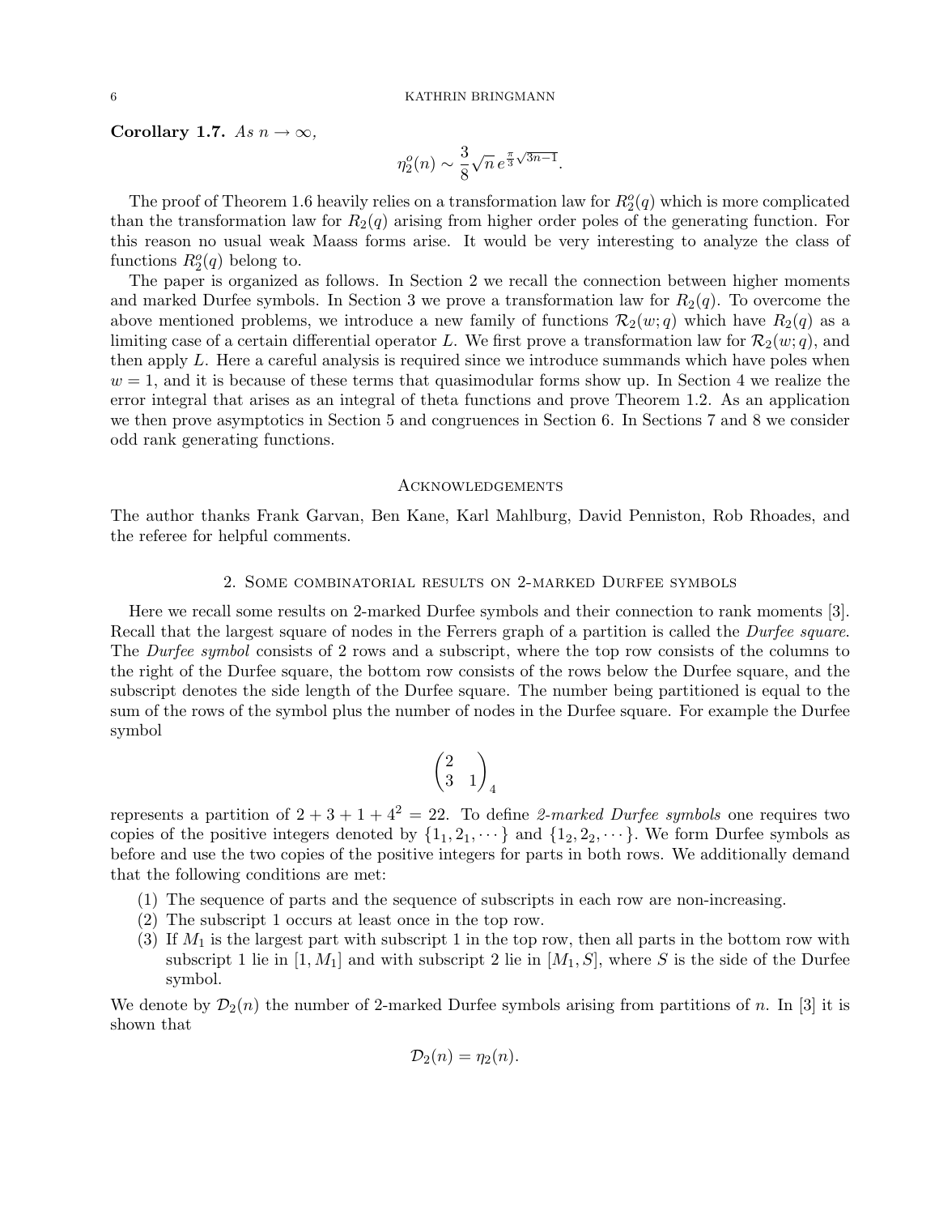**Corollary 1.7.** *As* $n \to \infty$,

$$\eta_2^o(n) \sim \frac{3}{8}\sqrt{n}\, e^{\frac{\pi}{3}\sqrt{3n-1}}.$$

The proof of Theorem 1.6 heavily relies on a transformation law for $R_2^o(q)$ which is more complicated than the transformation law for $R_2(q)$ arising from higher order poles of the generating function. For this reason no usual weak Maass forms arise. It would be very interesting to analyze the class of functions $R_2^o(q)$ belong to.

The paper is organized as follows. In Section 2 we recall the connection between higher moments and marked Durfee symbols. In Section 3 we prove a transformation law for $R_2(q)$. To overcome the above mentioned problems, we introduce a new family of functions $\mathcal{R}_2(w;q)$ which have $R_2(q)$ as a limiting case of a certain differential operator $L$. We first prove a transformation law for $\mathcal{R}_2(w;q)$, and then apply $L$. Here a careful analysis is required since we introduce summands which have poles when $w=1$, and it is because of these terms that quasimodular forms show up. In Section 4 we realize the error integral that arises as an integral of theta functions and prove Theorem 1.2. As an application we then prove asymptotics in Section 5 and congruences in Section 6. In Sections 7 and 8 we consider odd rank generating functions.

## Acknowledgements

The author thanks Frank Garvan, Ben Kane, Karl Mahlburg, David Penniston, Rob Rhoades, and the referee for helpful comments.

## 2. Some combinatorial results on 2-marked Durfee symbols

Here we recall some results on 2-marked Durfee symbols and their connection to rank moments [3]. Recall that the largest square of nodes in the Ferrers graph of a partition is called the *Durfee square*. The *Durfee symbol* consists of 2 rows and a subscript, where the top row consists of the columns to the right of the Durfee square, the bottom row consists of the rows below the Durfee square, and the subscript denotes the side length of the Durfee square. The number being partitioned is equal to the sum of the rows of the symbol plus the number of nodes in the Durfee square. For example the Durfee symbol

$$\begin{pmatrix} 2 & \\ 3 & 1 \end{pmatrix}_4$$

represents a partition of $2+3+1+4^2 = 22$. To define *2-marked Durfee symbols* one requires two copies of the positive integers denoted by $\{1_1, 2_1, \cdots\}$ and $\{1_2, 2_2, \cdots\}$. We form Durfee symbols as before and use the two copies of the positive integers for parts in both rows. We additionally demand that the following conditions are met:

1. The sequence of parts and the sequence of subscripts in each row are non-increasing.
2. The subscript 1 occurs at least once in the top row.
3. If $M_1$ is the largest part with subscript 1 in the top row, then all parts in the bottom row with subscript 1 lie in $[1, M_1]$ and with subscript 2 lie in $[M_1, S]$, where $S$ is the side of the Durfee symbol.

We denote by $\mathcal{D}_2(n)$ the number of 2-marked Durfee symbols arising from partitions of $n$. In [3] it is shown that

$$\mathcal{D}_2(n) = \eta_2(n).$$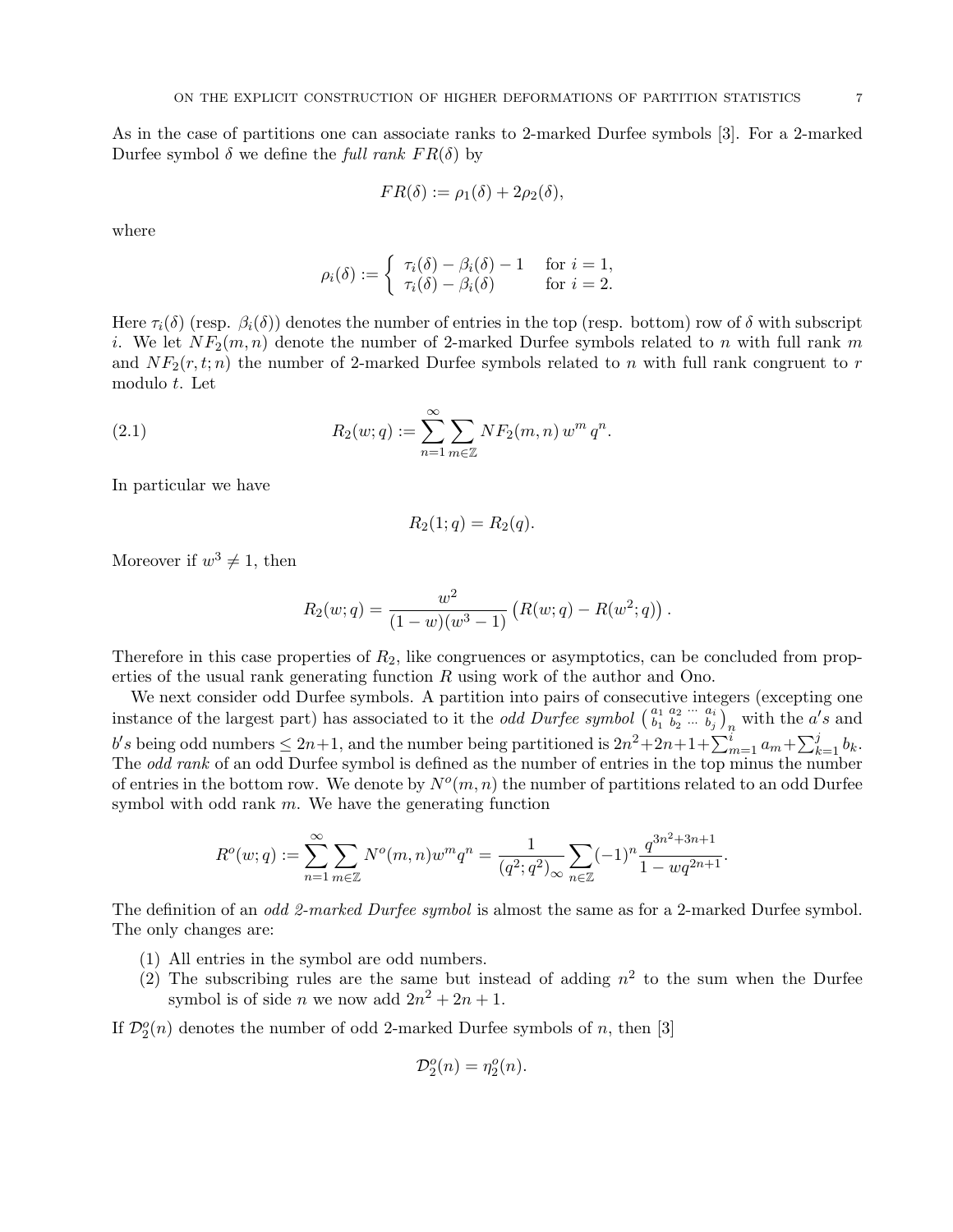As in the case of partitions one can associate ranks to 2-marked Durfee symbols [3]. For a 2-marked Durfee symbol $\delta$ we define the *full rank* $FR(\delta)$ by

$$FR(\delta) := \rho_1(\delta) + 2\rho_2(\delta),$$

where

$$\rho_i(\delta) := \begin{cases} \tau_i(\delta) - \beta_i(\delta) - 1 & \text{for } i = 1, \\ \tau_i(\delta) - \beta_i(\delta) & \text{for } i = 2. \end{cases}$$

Here $\tau_i(\delta)$ (resp. $\beta_i(\delta)$) denotes the number of entries in the top (resp. bottom) row of $\delta$ with subscript $i$. We let $NF_2(m, n)$ denote the number of 2-marked Durfee symbols related to $n$ with full rank $m$ and $NF_2(r, t; n)$ the number of 2-marked Durfee symbols related to $n$ with full rank congruent to $r$ modulo $t$. Let

$$R_2(w; q) := \sum_{n=1}^{\infty} \sum_{m \in \mathbb{Z}} NF_2(m, n)\, w^m\, q^n. \tag{2.1}$$

In particular we have

$$R_2(1; q) = R_2(q).$$

Moreover if $w^3 \neq 1$, then

$$R_2(w; q) = \frac{w^2}{(1 - w)(w^3 - 1)} \left( R(w; q) - R(w^2; q) \right).$$

Therefore in this case properties of $R_2$, like congruences or asymptotics, can be concluded from properties of the usual rank generating function $R$ using work of the author and Ono.

We next consider odd Durfee symbols. A partition into pairs of consecutive integers (excepting one instance of the largest part) has associated to it the *odd Durfee symbol* $\left( \begin{smallmatrix} a_1 & a_2 & \cdots & a_i \\ b_1 & b_2 & \cdots & b_j \end{smallmatrix} \right)_n$ with the $a's$ and $b's$ being odd numbers $\leq 2n+1$, and the number being partitioned is $2n^2 + 2n + 1 + \sum_{m=1}^{i} a_m + \sum_{k=1}^{j} b_k$. The *odd rank* of an odd Durfee symbol is defined as the number of entries in the top minus the number of entries in the bottom row. We denote by $N^o(m, n)$ the number of partitions related to an odd Durfee symbol with odd rank $m$. We have the generating function

$$R^o(w; q) := \sum_{n=1}^{\infty} \sum_{m \in \mathbb{Z}} N^o(m, n) w^m q^n = \frac{1}{(q^2; q^2)_\infty} \sum_{n \in \mathbb{Z}} (-1)^n \frac{q^{3n^2+3n+1}}{1 - wq^{2n+1}}.$$

The definition of an *odd 2-marked Durfee symbol* is almost the same as for a 2-marked Durfee symbol. The only changes are:

1. All entries in the symbol are odd numbers.
2. The subscribing rules are the same but instead of adding $n^2$ to the sum when the Durfee symbol is of side $n$ we now add $2n^2 + 2n + 1$.

If $\mathcal{D}_2^o(n)$ denotes the number of odd 2-marked Durfee symbols of $n$, then [3]

$$\mathcal{D}_2^o(n) = \eta_2^o(n).$$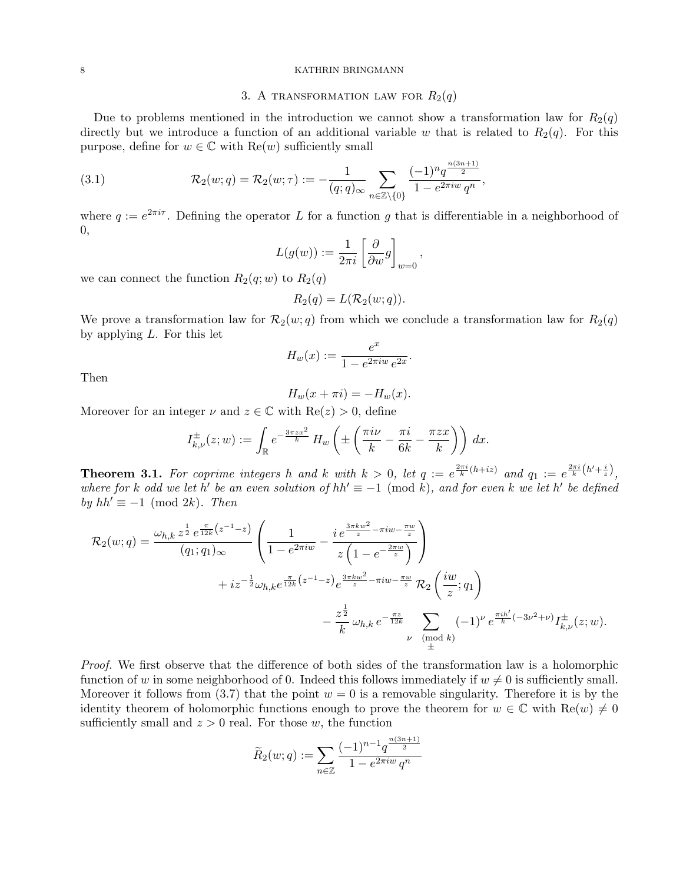## 3. A transformation law for $R_2(q)$

Due to problems mentioned in the introduction we cannot show a transformation law for $R_2(q)$ directly but we introduce a function of an additional variable $w$ that is related to $R_2(q)$. For this purpose, define for $w \in \mathbb{C}$ with $\mathrm{Re}(w)$ sufficiently small

$$\mathcal{R}_2(w;q) = \mathcal{R}_2(w;\tau) := -\frac{1}{(q;q)_\infty} \sum_{n \in \mathbb{Z}\setminus\{0\}} \frac{(-1)^n q^{\frac{n(3n+1)}{2}}}{1 - e^{2\pi i w}\, q^n}, \tag{3.1}$$

where $q := e^{2\pi i \tau}$. Defining the operator $L$ for a function $g$ that is differentiable in a neighborhood of 0,

$$L(g(w)) := \frac{1}{2\pi i} \left[\frac{\partial}{\partial w} g\right]_{w=0},$$

we can connect the function $R_2(q;w)$ to $R_2(q)$

$$R_2(q) = L(\mathcal{R}_2(w;q)).$$

We prove a transformation law for $\mathcal{R}_2(w;q)$ from which we conclude a transformation law for $R_2(q)$ by applying $L$. For this let

$$H_w(x) := \frac{e^x}{1 - e^{2\pi i w}\, e^{2x}}.$$

Then

$$H_w(x + \pi i) = -H_w(x).$$

Moreover for an integer $\nu$ and $z \in \mathbb{C}$ with $\mathrm{Re}(z) > 0$, define

$$I_{k,\nu}^{\pm}(z;w) := \int_{\mathbb{R}} e^{-\frac{3\pi z x^2}{k}}\, H_w\left(\pm\left(\frac{\pi i \nu}{k} - \frac{\pi i}{6k} - \frac{\pi z x}{k}\right)\right) dx.$$

**Theorem 3.1.** *For coprime integers $h$ and $k$ with $k > 0$, let $q := e^{\frac{2\pi i}{k}(h + iz)}$ and $q_1 := e^{\frac{2\pi i}{k}\left(h' + \frac{i}{z}\right)}$, where for $k$ odd we let $h'$ be an even solution of $hh' \equiv -1 \pmod{k}$, and for even $k$ we let $h'$ be defined by $hh' \equiv -1 \pmod{2k}$. Then*

$$\begin{aligned}
\mathcal{R}_2(w;q) = {} & \frac{\omega_{h,k}\, z^{\frac{1}{2}}\, e^{\frac{\pi}{12k}\left(z^{-1} - z\right)}}{(q_1;q_1)_\infty} \left(\frac{1}{1 - e^{2\pi i w}} - \frac{i\, e^{\frac{3\pi k w^2}{z} - \pi i w - \frac{\pi w}{z}}}{z\left(1 - e^{-\frac{2\pi w}{z}}\right)}\right) \\
& + i z^{-\frac{1}{2}} \omega_{h,k} e^{\frac{\pi}{12k}\left(z^{-1} - z\right)} e^{\frac{3\pi k w^2}{z} - \pi i w - \frac{\pi w}{z}}\, \mathcal{R}_2\left(\frac{iw}{z}; q_1\right) \\
& - \frac{z^{\frac{1}{2}}}{k}\, \omega_{h,k}\, e^{-\frac{\pi z}{12k}} \sum_{\substack{\nu \pmod{k} \\ \pm}} (-1)^\nu\, e^{\frac{\pi i h'}{k}(-3\nu^2 + \nu)} I_{k,\nu}^{\pm}(z;w).
\end{aligned}$$

*Proof.* We first observe that the difference of both sides of the transformation law is a holomorphic function of $w$ in some neighborhood of 0. Indeed this follows immediately if $w \neq 0$ is sufficiently small. Moreover it follows from (3.7) that the point $w = 0$ is a removable singularity. Therefore it is by the identity theorem of holomorphic functions enough to prove the theorem for $w \in \mathbb{C}$ with $\mathrm{Re}(w) \neq 0$ sufficiently small and $z > 0$ real. For those $w$, the function

$$\widetilde{R}_2(w;q) := \sum_{n \in \mathbb{Z}} \frac{(-1)^{n-1} q^{\frac{n(3n+1)}{2}}}{1 - e^{2\pi i w}\, q^n}$$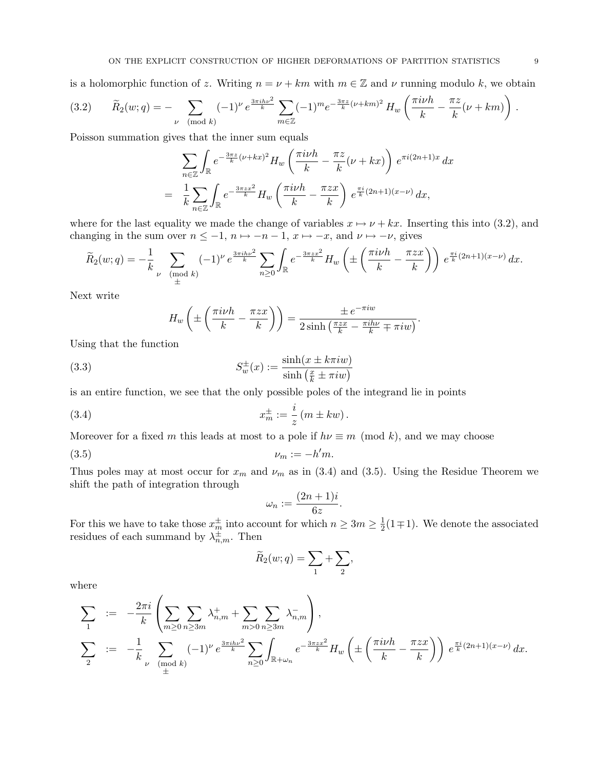is a holomorphic function of $z$. Writing $n = \nu + km$ with $m \in \mathbb{Z}$ and $\nu$ running modulo $k$, we obtain

$$\widetilde{R}_2(w;q) = -\sum_{\nu \pmod{k}} (-1)^\nu \, e^{\frac{3\pi i h \nu^2}{k}} \sum_{m\in\mathbb{Z}} (-1)^m e^{-\frac{3\pi z}{k}(\nu+km)^2} \, H_w\left(\frac{\pi i \nu h}{k} - \frac{\pi z}{k}(\nu+km)\right). \tag{3.2}$$

Poisson summation gives that the inner sum equals

$$\begin{aligned}
&\sum_{n\in\mathbb{Z}} \int_{\mathbb{R}} e^{-\frac{3\pi z}{k}(\nu+kx)^2} H_w\left(\frac{\pi i \nu h}{k} - \frac{\pi z}{k}(\nu+kx)\right) \, e^{\pi i(2n+1)x} \, dx \\
= \;& \frac{1}{k}\sum_{n\in\mathbb{Z}} \int_{\mathbb{R}} e^{-\frac{3\pi z x^2}{k}} H_w\left(\frac{\pi i \nu h}{k} - \frac{\pi z x}{k}\right) \, e^{\frac{\pi i}{k}(2n+1)(x-\nu)} \, dx,
\end{aligned}$$

where for the last equality we made the change of variables $x \mapsto \nu + kx$. Inserting this into (3.2), and changing in the sum over $n \le -1$, $n \mapsto -n-1$, $x \mapsto -x$, and $\nu \mapsto -\nu$, gives

$$\widetilde{R}_2(w;q) = -\frac{1}{k} \sum_{\substack{\nu \pmod{k} \\ \pm}} (-1)^\nu \, e^{\frac{3\pi i h \nu^2}{k}} \sum_{n\ge 0} \int_{\mathbb{R}} e^{-\frac{3\pi z x^2}{k}} H_w\left(\pm\left(\frac{\pi i \nu h}{k} - \frac{\pi z x}{k}\right)\right) \, e^{\frac{\pi i}{k}(2n+1)(x-\nu)} \, dx.$$

Next write

$$H_w\left(\pm\left(\frac{\pi i \nu h}{k} - \frac{\pi z x}{k}\right)\right) = \frac{\pm \, e^{-\pi i w}}{2\sinh\left(\frac{\pi z x}{k} - \frac{\pi i h \nu}{k} \mp \pi i w\right)}.$$

Using that the function

$$S_w^{\pm}(x) := \frac{\sinh(x \pm k\pi i w)}{\sinh\left(\frac{x}{k} \pm \pi i w\right)} \tag{3.3}$$

is an entire function, we see that the only possible poles of the integrand lie in points

$$x_m^{\pm} := \frac{i}{z}\left(m \pm kw\right). \tag{3.4}$$

Moreover for a fixed $m$ this leads at most to a pole if $h\nu \equiv m \pmod{k}$, and we may choose

$$\nu_m := -h'm. \tag{3.5}$$

Thus poles may at most occur for $x_m$ and $\nu_m$ as in (3.4) and (3.5). Using the Residue Theorem we shift the path of integration through

$$\omega_n := \frac{(2n+1)i}{6z}.$$

For this we have to take those $x_m^{\pm}$ into account for which $n \ge 3m \ge \frac{1}{2}(1 \mp 1)$. We denote the associated residues of each summand by $\lambda_{n,m}^{\pm}$. Then

$$\widetilde{R}_2(w;q) = \sum_1 + \sum_2,$$

where

$$\begin{aligned}
\sum_1 \;&:=\; -\frac{2\pi i}{k}\left(\sum_{m\ge 0}\sum_{n\ge 3m} \lambda_{n,m}^{+} + \sum_{m>0}\sum_{n\ge 3m} \lambda_{n,m}^{-}\right), \\
\sum_2 \;&:=\; -\frac{1}{k} \sum_{\substack{\nu \pmod{k} \\ \pm}} (-1)^\nu \, e^{\frac{3\pi i h \nu^2}{k}} \sum_{n\ge 0} \int_{\mathbb{R}+\omega_n} e^{-\frac{3\pi z x^2}{k}} H_w\left(\pm\left(\frac{\pi i \nu h}{k} - \frac{\pi z x}{k}\right)\right) \, e^{\frac{\pi i}{k}(2n+1)(x-\nu)} \, dx.
\end{aligned}$$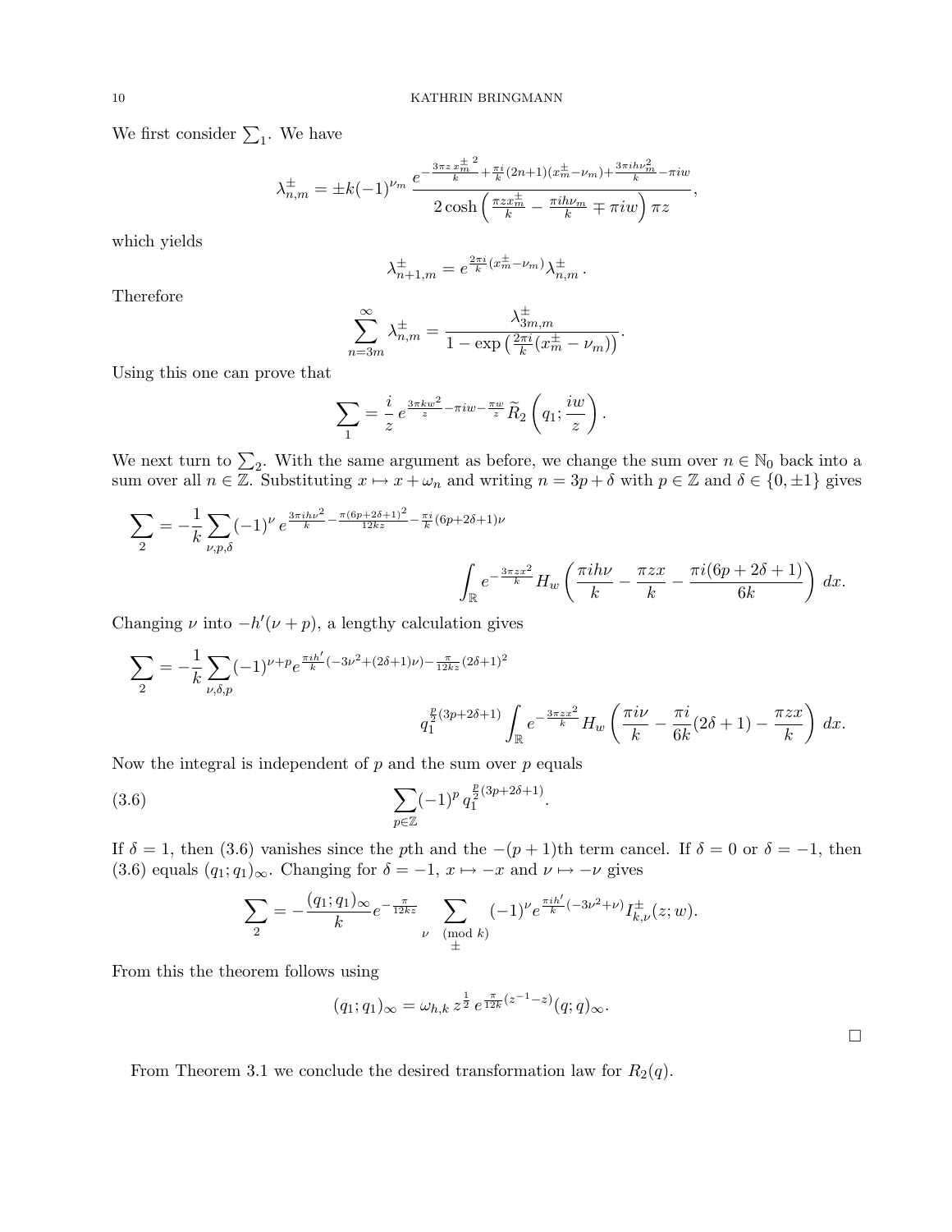We first consider $\sum_1$. We have

$$\lambda_{n,m}^{\pm} = \pm k(-1)^{\nu_m} \frac{e^{-\frac{3\pi z\, {x_m^{\pm}}^2}{k} + \frac{\pi i}{k}(2n+1)(x_m^{\pm} - \nu_m) + \frac{3\pi i h \nu_m^2}{k} - \pi i w}}{2\cosh\left(\frac{\pi z x_m^{\pm}}{k} - \frac{\pi i h \nu_m}{k} \mp \pi i w\right)\pi z},$$

which yields

$$\lambda_{n+1,m}^{\pm} = e^{\frac{2\pi i}{k}(x_m^{\pm} - \nu_m)} \lambda_{n,m}^{\pm}.$$

Therefore

$$\sum_{n=3m}^{\infty} \lambda_{n,m}^{\pm} = \frac{\lambda_{3m,m}^{\pm}}{1 - \exp\left(\frac{2\pi i}{k}(x_m^{\pm} - \nu_m)\right)}.$$

Using this one can prove that

$$\sum_1 = \frac{i}{z}\, e^{\frac{3\pi k w^2}{z} - \pi i w - \frac{\pi w}{z}}\, \widetilde{R}_2\left(q_1; \frac{iw}{z}\right).$$

We next turn to $\sum_2$. With the same argument as before, we change the sum over $n \in \mathbb{N}_0$ back into a sum over all $n \in \mathbb{Z}$. Substituting $x \mapsto x + \omega_n$ and writing $n = 3p + \delta$ with $p \in \mathbb{Z}$ and $\delta \in \{0, \pm 1\}$ gives

$$\sum_2 = -\frac{1}{k} \sum_{\nu, p, \delta} (-1)^{\nu}\, e^{\frac{3\pi i h \nu^2}{k} - \frac{\pi(6p+2\delta+1)^2}{12kz} - \frac{\pi i}{k}(6p+2\delta+1)\nu} \int_{\mathbb{R}} e^{-\frac{3\pi z x^2}{k}} H_w\left(\frac{\pi i h \nu}{k} - \frac{\pi z x}{k} - \frac{\pi i (6p+2\delta+1)}{6k}\right) dx.$$

Changing $\nu$ into $-h'(\nu + p)$, a lengthy calculation gives

$$\sum_2 = -\frac{1}{k} \sum_{\nu, \delta, p} (-1)^{\nu+p} e^{\frac{\pi i h'}{k}(-3\nu^2 + (2\delta+1)\nu) - \frac{\pi}{12kz}(2\delta+1)^2} q_1^{\frac{p}{2}(3p+2\delta+1)} \int_{\mathbb{R}} e^{-\frac{3\pi z x^2}{k}} H_w\left(\frac{\pi i \nu}{k} - \frac{\pi i}{6k}(2\delta+1) - \frac{\pi z x}{k}\right) dx.$$

Now the integral is independent of $p$ and the sum over $p$ equals

$$\sum_{p \in \mathbb{Z}} (-1)^p\, q_1^{\frac{p}{2}(3p+2\delta+1)}. \tag{3.6}$$

If $\delta = 1$, then (3.6) vanishes since the $p$th and the $-(p+1)$th term cancel. If $\delta = 0$ or $\delta = -1$, then (3.6) equals $(q_1; q_1)_\infty$. Changing for $\delta = -1$, $x \mapsto -x$ and $\nu \mapsto -\nu$ gives

$$\sum_2 = -\frac{(q_1; q_1)_\infty}{k} e^{-\frac{\pi}{12kz}} \sum_{\substack{\nu \pmod{k} \\ \pm}} (-1)^{\nu} e^{\frac{\pi i h'}{k}(-3\nu^2 + \nu)} I_{k,\nu}^{\pm}(z; w).$$

From this the theorem follows using

$$(q_1; q_1)_\infty = \omega_{h,k}\, z^{\frac{1}{2}}\, e^{\frac{\pi}{12k}(z^{-1} - z)} (q; q)_\infty.$$

$\square$

From Theorem 3.1 we conclude the desired transformation law for $R_2(q)$.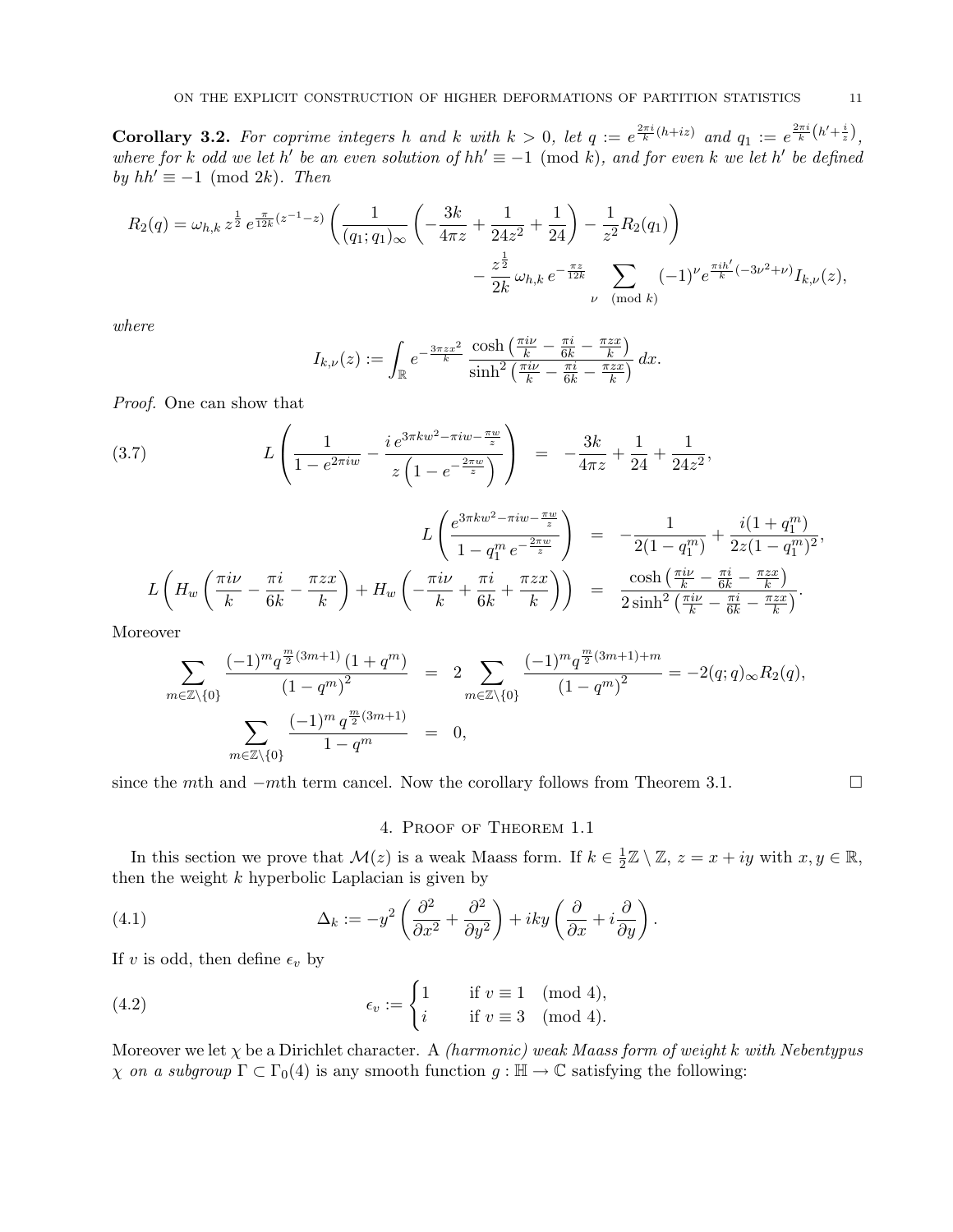**Corollary 3.2.** *For coprime integers $h$ and $k$ with $k > 0$, let $q := e^{\frac{2\pi i}{k}(h+iz)}$ and $q_1 := e^{\frac{2\pi i}{k}\left(h'+\frac{i}{z}\right)}$, where for $k$ odd we let $h'$ be an even solution of $hh' \equiv -1 \pmod{k}$, and for even $k$ we let $h'$ be defined by $hh' \equiv -1 \pmod{2k}$. Then*

$$R_2(q) = \omega_{h,k}\, z^{\frac{1}{2}}\, e^{\frac{\pi}{12k}(z^{-1}-z)} \left( \frac{1}{(q_1;q_1)_\infty} \left( -\frac{3k}{4\pi z} + \frac{1}{24z^2} + \frac{1}{24} \right) - \frac{1}{z^2} R_2(q_1) \right) - \frac{z^{\frac{1}{2}}}{2k}\, \omega_{h,k}\, e^{-\frac{\pi z}{12k}} \sum_{\nu \pmod{k}} (-1)^\nu e^{\frac{\pi i h'}{k}(-3\nu^2+\nu)} I_{k,\nu}(z),$$

*where*

$$I_{k,\nu}(z) := \int_{\mathbb{R}} e^{-\frac{3\pi z x^2}{k}}\, \frac{\cosh\left(\frac{\pi i \nu}{k} - \frac{\pi i}{6k} - \frac{\pi z x}{k}\right)}{\sinh^2\left(\frac{\pi i \nu}{k} - \frac{\pi i}{6k} - \frac{\pi z x}{k}\right)}\, dx.$$

*Proof.* One can show that

$$L\left( \frac{1}{1-e^{2\pi i w}} - \frac{i\, e^{3\pi k w^2 - \pi i w - \frac{\pi w}{z}}}{z\left(1 - e^{-\frac{2\pi w}{z}}\right)} \right) = -\frac{3k}{4\pi z} + \frac{1}{24} + \frac{1}{24z^2}, \tag{3.7}$$

$$L\left( \frac{e^{3\pi k w^2 - \pi i w - \frac{\pi w}{z}}}{1 - q_1^m\, e^{-\frac{2\pi w}{z}}} \right) = -\frac{1}{2(1-q_1^m)} + \frac{i(1+q_1^m)}{2z(1-q_1^m)^2},$$

$$L\left( H_w\left(\frac{\pi i \nu}{k} - \frac{\pi i}{6k} - \frac{\pi z x}{k}\right) + H_w\left(-\frac{\pi i \nu}{k} + \frac{\pi i}{6k} + \frac{\pi z x}{k}\right) \right) = \frac{\cosh\left(\frac{\pi i \nu}{k} - \frac{\pi i}{6k} - \frac{\pi z x}{k}\right)}{2\sinh^2\left(\frac{\pi i \nu}{k} - \frac{\pi i}{6k} - \frac{\pi z x}{k}\right)}.$$

Moreover

$$\sum_{m \in \mathbb{Z}\setminus\{0\}} \frac{(-1)^m q^{\frac{m}{2}(3m+1)}\,(1+q^m)}{(1-q^m)^2} = 2 \sum_{m \in \mathbb{Z}\setminus\{0\}} \frac{(-1)^m q^{\frac{m}{2}(3m+1)+m}}{(1-q^m)^2} = -2(q;q)_\infty R_2(q),$$

$$\sum_{m \in \mathbb{Z}\setminus\{0\}} \frac{(-1)^m\, q^{\frac{m}{2}(3m+1)}}{1-q^m} = 0,$$

since the $m$th and $-m$th term cancel. Now the corollary follows from Theorem 3.1. $\square$

## 4. Proof of Theorem 1.1

In this section we prove that $\mathcal{M}(z)$ is a weak Maass form. If $k \in \frac{1}{2}\mathbb{Z} \setminus \mathbb{Z}$, $z = x + iy$ with $x, y \in \mathbb{R}$, then the weight $k$ hyperbolic Laplacian is given by

$$\Delta_k := -y^2 \left( \frac{\partial^2}{\partial x^2} + \frac{\partial^2}{\partial y^2} \right) + iky \left( \frac{\partial}{\partial x} + i \frac{\partial}{\partial y} \right). \tag{4.1}$$

If $v$ is odd, then define $\epsilon_v$ by

$$\epsilon_v := \begin{cases} 1 & \text{if } v \equiv 1 \pmod{4}, \\ i & \text{if } v \equiv 3 \pmod{4}. \end{cases} \tag{4.2}$$

Moreover we let $\chi$ be a Dirichlet character. A *(harmonic) weak Maass form of weight $k$ with Nebentypus $\chi$ on a subgroup $\Gamma \subset \Gamma_0(4)$* is any smooth function $g : \mathbb{H} \to \mathbb{C}$ satisfying the following: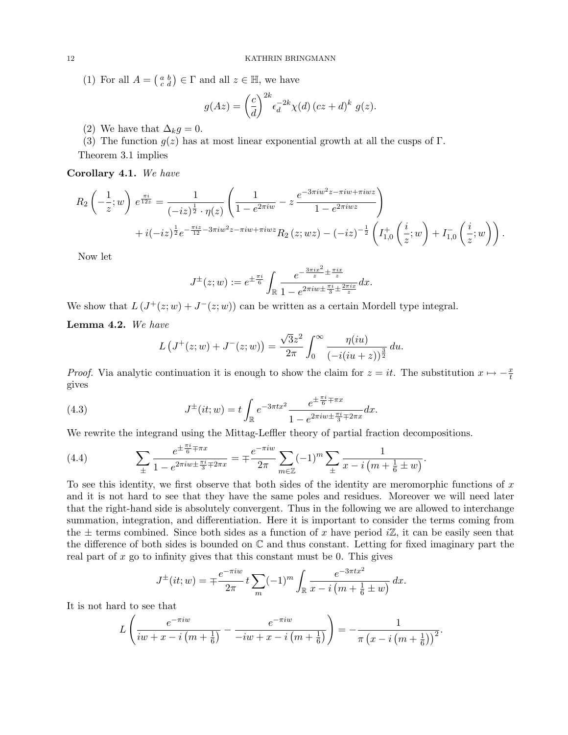(1) For all $A = \left(\begin{smallmatrix} a & b \\ c & d \end{smallmatrix}\right) \in \Gamma$ and all $z \in \mathbb{H}$, we have

$$g(Az) = \left(\frac{c}{d}\right)^{2k} \epsilon_d^{-2k} \chi(d) \, (cz+d)^k \; g(z).$$

(2) We have that $\Delta_k g = 0$.

(3) The function $g(z)$ has at most linear exponential growth at all the cusps of $\Gamma$.

Theorem 3.1 implies

**Corollary 4.1.** *We have*

$$R_2\left(-\frac{1}{z}; w\right) e^{\frac{\pi i}{12 z}} = \frac{1}{(-iz)^{\frac{1}{2}} \cdot \eta(z)} \left( \frac{1}{1-e^{2\pi i w}} - z\, \frac{e^{-3\pi i w^2 z - \pi i w + \pi i w z}}{1 - e^{2\pi i w z}} \right)$$
$$+ i(-iz)^{\frac{1}{2}} e^{-\frac{\pi i z}{12} - 3\pi i w^2 z - \pi i w + \pi i w z} R_2\left(z; wz\right) - (-iz)^{-\frac{1}{2}} \left( I_{1,0}^{+}\left(\frac{i}{z}; w\right) + I_{1,0}^{-}\left(\frac{i}{z}; w\right)\right).$$

Now let

$$J^{\pm}(z;w) := e^{\pm\frac{\pi i}{6}} \int_{\mathbb{R}} \frac{e^{-\frac{3\pi i x^2}{z} \pm \frac{\pi i x}{z}}}{1 - e^{2\pi i w \pm \frac{\pi i}{3} \pm \frac{2\pi i x}{z}}} dx.$$

We show that $L\left(J^+(z;w) + J^-(z;w)\right)$ can be written as a certain Mordell type integral.

**Lemma 4.2.** *We have*

$$L\left(J^+(z;w) + J^-(z;w)\right) = \frac{\sqrt{3} z^2}{2\pi} \int_0^{\infty} \frac{\eta(iu)}{\left(-i(iu+z)\right)^{\frac{3}{2}}}\, du.$$

*Proof.* Via analytic continuation it is enough to show the claim for $z = it$. The substitution $x \mapsto -\frac{x}{t}$ gives

$$J^{\pm}(it;w) = t \int_{\mathbb{R}} e^{-3\pi t x^2} \frac{e^{\pm\frac{\pi i}{6} \mp \pi x}}{1 - e^{2\pi i w \pm \frac{\pi i}{3} \mp 2\pi x}} dx. \tag{4.3}$$

We rewrite the integrand using the Mittag-Leffler theory of partial fraction decompositions.

$$\sum_{\pm} \frac{e^{\pm\frac{\pi i}{6} \mp \pi x}}{1 - e^{2\pi i w \pm \frac{\pi i}{3} \mp 2\pi x}} = \mp \frac{e^{-\pi i w}}{2\pi} \sum_{m \in \mathbb{Z}} (-1)^m \sum_{\pm} \frac{1}{x - i\left(m + \frac{1}{6} \pm w\right)}. \tag{4.4}$$

To see this identity, we first observe that both sides of the identity are meromorphic functions of $x$ and it is not hard to see that they have the same poles and residues. Moreover we will need later that the right-hand side is absolutely convergent. Thus in the following we are allowed to interchange summation, integration, and differentiation. Here it is important to consider the terms coming from the $\pm$ terms combined. Since both sides as a function of $x$ have period $i\mathbb{Z}$, it can be easily seen that the difference of both sides is bounded on $\mathbb{C}$ and thus constant. Letting for fixed imaginary part the real part of $x$ go to infinity gives that this constant must be 0. This gives

$$J^{\pm}(it;w) = \mp \frac{e^{-\pi i w}}{2\pi}\, t \sum_m (-1)^m \int_{\mathbb{R}} \frac{e^{-3\pi t x^2}}{x - i\left(m + \frac{1}{6} \pm w\right)}\, dx.$$

It is not hard to see that

$$L\left( \frac{e^{-\pi i w}}{iw + x - i\left(m+\frac{1}{6}\right)} - \frac{e^{-\pi i w}}{-iw + x - i\left(m+\frac{1}{6}\right)} \right) = -\frac{1}{\pi\left(x - i\left(m+\frac{1}{6}\right)\right)^2}.$$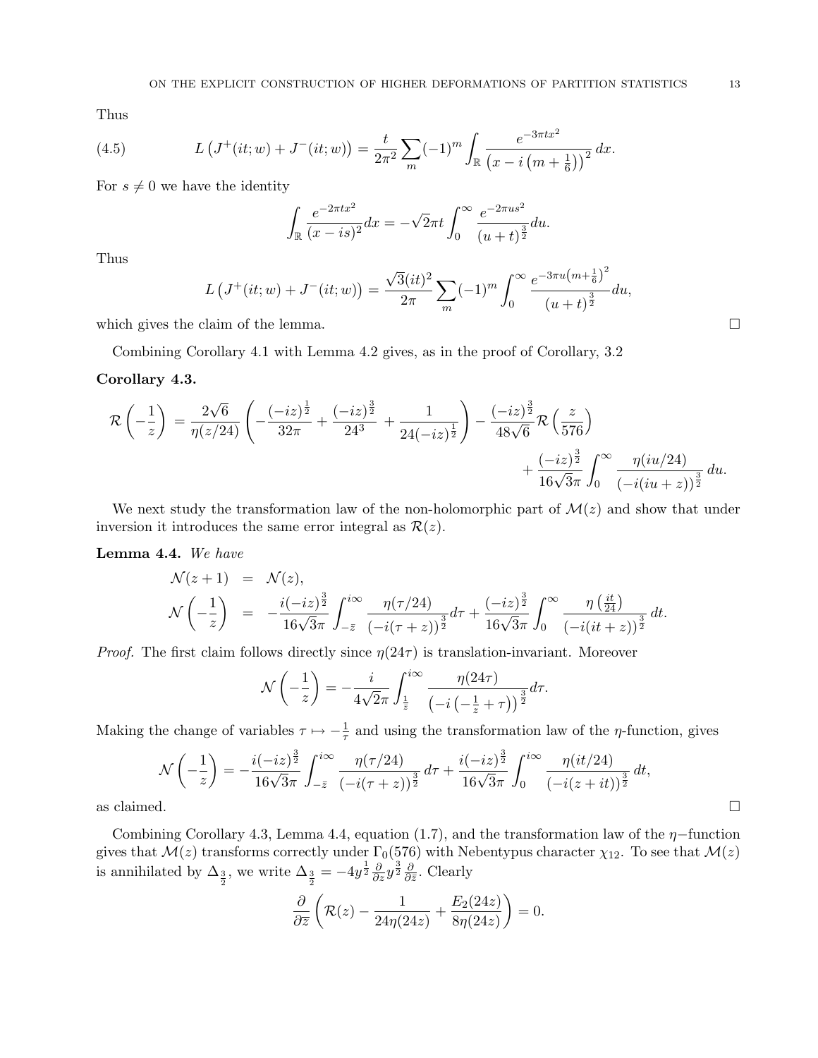Thus

$$L\left(J^{+}(it;w)+J^{-}(it;w)\right)=\frac{t}{2\pi^2}\sum_m(-1)^m\int_{\mathbb{R}}\frac{e^{-3\pi tx^2}}{\left(x-i\left(m+\frac{1}{6}\right)\right)^2}\,dx. \tag{4.5}$$

For $s\neq 0$ we have the identity

$$\int_{\mathbb{R}}\frac{e^{-2\pi tx^2}}{(x-is)^2}dx=-\sqrt{2}\pi t\int_0^\infty\frac{e^{-2\pi us^2}}{(u+t)^{\frac{3}{2}}}du.$$

Thus

$$L\left(J^{+}(it;w)+J^{-}(it;w)\right)=\frac{\sqrt{3}(it)^2}{2\pi}\sum_m(-1)^m\int_0^\infty\frac{e^{-3\pi u\left(m+\frac{1}{6}\right)^2}}{(u+t)^{\frac{3}{2}}}du,$$

which gives the claim of the lemma. □

Combining Corollary 4.1 with Lemma 4.2 gives, as in the proof of Corollary, 3.2

**Corollary 4.3.**

$$\begin{aligned}\mathcal{R}\left(-\frac{1}{z}\right) &= \frac{2\sqrt{6}}{\eta(z/24)}\left(-\frac{(-iz)^{\frac{1}{2}}}{32\pi}+\frac{(-iz)^{\frac{3}{2}}}{24^3}+\frac{1}{24(-iz)^{\frac{1}{2}}}\right)-\frac{(-iz)^{\frac{3}{2}}}{48\sqrt{6}}\mathcal{R}\left(\frac{z}{576}\right)\\ &\quad+\frac{(-iz)^{\frac{3}{2}}}{16\sqrt{3}\pi}\int_0^\infty\frac{\eta(iu/24)}{(-i(iu+z))^{\frac{3}{2}}}\,du.\end{aligned}$$

We next study the transformation law of the non-holomorphic part of $\mathcal{M}(z)$ and show that under inversion it introduces the same error integral as $\mathcal{R}(z)$.

**Lemma 4.4.** *We have*

$$\begin{aligned}\mathcal{N}(z+1) &= \mathcal{N}(z),\\ \mathcal{N}\left(-\frac{1}{z}\right) &= -\frac{i(-iz)^{\frac{3}{2}}}{16\sqrt{3}\pi}\int_{-\bar{z}}^{i\infty}\frac{\eta(\tau/24)}{(-i(\tau+z))^{\frac{3}{2}}}d\tau+\frac{(-iz)^{\frac{3}{2}}}{16\sqrt{3}\pi}\int_0^\infty\frac{\eta\left(\frac{it}{24}\right)}{(-i(it+z))^{\frac{3}{2}}}\,dt.\end{aligned}$$

*Proof.* The first claim follows directly since $\eta(24\tau)$ is translation-invariant. Moreover

$$\mathcal{N}\left(-\frac{1}{z}\right)=-\frac{i}{4\sqrt{2}\pi}\int_{\frac{1}{\bar{z}}}^{i\infty}\frac{\eta(24\tau)}{\left(-i\left(-\frac{1}{z}+\tau\right)\right)^{\frac{3}{2}}}d\tau.$$

Making the change of variables $\tau\mapsto-\frac{1}{\tau}$ and using the transformation law of the $\eta$-function, gives

$$\mathcal{N}\left(-\frac{1}{z}\right)=-\frac{i(-iz)^{\frac{3}{2}}}{16\sqrt{3}\pi}\int_{-\bar{z}}^{i\infty}\frac{\eta(\tau/24)}{(-i(\tau+z))^{\frac{3}{2}}}\,d\tau+\frac{i(-iz)^{\frac{3}{2}}}{16\sqrt{3}\pi}\int_0^{i\infty}\frac{\eta(it/24)}{(-i(z+it))^{\frac{3}{2}}}\,dt,$$

as claimed. □

Combining Corollary 4.3, Lemma 4.4, equation (1.7), and the transformation law of the $\eta-$function gives that $\mathcal{M}(z)$ transforms correctly under $\Gamma_0(576)$ with Nebentypus character $\chi_{12}$. To see that $\mathcal{M}(z)$ is annihilated by $\Delta_{\frac{3}{2}}$, we write $\Delta_{\frac{3}{2}}=-4y^{\frac{1}{2}}\frac{\partial}{\partial z}y^{\frac{3}{2}}\frac{\partial}{\partial\bar{z}}$. Clearly

$$\frac{\partial}{\partial\bar{z}}\left(\mathcal{R}(z)-\frac{1}{24\eta(24z)}+\frac{E_2(24z)}{8\eta(24z)}\right)=0.$$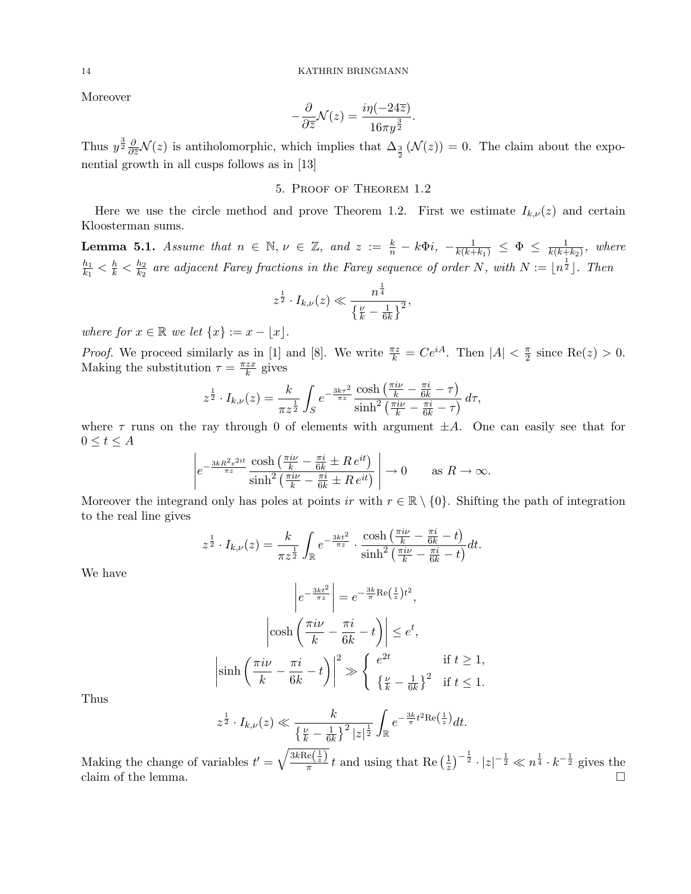Moreover

$$-\frac{\partial}{\partial \overline{z}}\mathcal{N}(z) = \frac{i\eta(-24\overline{z})}{16\pi y^{\frac{3}{2}}}.$$

Thus $y^{\frac{3}{2}}\frac{\partial}{\partial \overline{z}}\mathcal{N}(z)$ is antiholomorphic, which implies that $\Delta_{\frac{3}{2}}(\mathcal{N}(z)) = 0$. The claim about the exponential growth in all cusps follows as in [13]

## 5. Proof of Theorem 1.2

Here we use the circle method and prove Theorem 1.2. First we estimate $I_{k,\nu}(z)$ and certain Kloosterman sums.

**Lemma 5.1.** *Assume that $n \in \mathbb{N}$, $\nu \in \mathbb{Z}$, and $z := \frac{k}{n} - k\Phi i$, $-\frac{1}{k(k+k_1)} \leq \Phi \leq \frac{1}{k(k+k_2)}$, where $\frac{h_1}{k_1} < \frac{h}{k} < \frac{h_2}{k_2}$ are adjacent Farey fractions in the Farey sequence of order $N$, with $N := \lfloor n^{\frac{1}{2}} \rfloor$. Then*

$$z^{\frac{1}{2}} \cdot I_{k,\nu}(z) \ll \frac{n^{\frac{1}{4}}}{\left\{\frac{\nu}{k} - \frac{1}{6k}\right\}^2},$$

*where for $x \in \mathbb{R}$ we let $\{x\} := x - \lfloor x \rfloor$.*

*Proof.* We proceed similarly as in [1] and [8]. We write $\frac{\pi z}{k} = Ce^{iA}$. Then $|A| < \frac{\pi}{2}$ since $\mathrm{Re}(z) > 0$. Making the substitution $\tau = \frac{\pi z x}{k}$ gives

$$z^{\frac{1}{2}} \cdot I_{k,\nu}(z) = \frac{k}{\pi z^{\frac{1}{2}}} \int_S e^{-\frac{3k\tau^2}{\pi z}} \frac{\cosh\left(\frac{\pi i \nu}{k} - \frac{\pi i}{6k} - \tau\right)}{\sinh^2\left(\frac{\pi i \nu}{k} - \frac{\pi i}{6k} - \tau\right)}\, d\tau,$$

where $\tau$ runs on the ray through 0 of elements with argument $\pm A$. One can easily see that for $0 \leq t \leq A$

$$\left| e^{-\frac{3kR^2e^{2it}}{\pi z}} \frac{\cosh\left(\frac{\pi i \nu}{k} - \frac{\pi i}{6k} \pm R\, e^{it}\right)}{\sinh^2\left(\frac{\pi i \nu}{k} - \frac{\pi i}{6k} \pm R\, e^{it}\right)} \right| \to 0 \qquad \text{as } R \to \infty.$$

Moreover the integrand only has poles at points $ir$ with $r \in \mathbb{R} \setminus \{0\}$. Shifting the path of integration to the real line gives

$$z^{\frac{1}{2}} \cdot I_{k,\nu}(z) = \frac{k}{\pi z^{\frac{1}{2}}} \int_{\mathbb{R}} e^{-\frac{3kt^2}{\pi z}} \cdot \frac{\cosh\left(\frac{\pi i \nu}{k} - \frac{\pi i}{6k} - t\right)}{\sinh^2\left(\frac{\pi i \nu}{k} - \frac{\pi i}{6k} - t\right)} dt.$$

We have

$$\left| e^{-\frac{3kt^2}{\pi z}} \right| = e^{-\frac{3k}{\pi}\mathrm{Re}\left(\frac{1}{z}\right)t^2},$$

$$\left| \cosh\left(\frac{\pi i \nu}{k} - \frac{\pi i}{6k} - t\right) \right| \leq e^t,$$

$$\left| \sinh\left(\frac{\pi i \nu}{k} - \frac{\pi i}{6k} - t\right) \right|^2 \gg \begin{cases} e^{2t} & \text{if } t \geq 1, \\ \left\{\frac{\nu}{k} - \frac{1}{6k}\right\}^2 & \text{if } t \leq 1. \end{cases}$$

Thus

$$z^{\frac{1}{2}} \cdot I_{k,\nu}(z) \ll \frac{k}{\left\{\frac{\nu}{k} - \frac{1}{6k}\right\}^2 |z|^{\frac{1}{2}}} \int_{\mathbb{R}} e^{-\frac{3k}{\pi}t^2 \mathrm{Re}\left(\frac{1}{z}\right)} dt.$$

Making the change of variables $t' = \sqrt{\frac{3k\mathrm{Re}\left(\frac{1}{z}\right)}{\pi}}\, t$ and using that $\mathrm{Re}\left(\frac{1}{z}\right)^{-\frac{1}{2}} \cdot |z|^{-\frac{1}{2}} \ll n^{\frac{1}{4}} \cdot k^{-\frac{1}{2}}$ gives the claim of the lemma. $\square$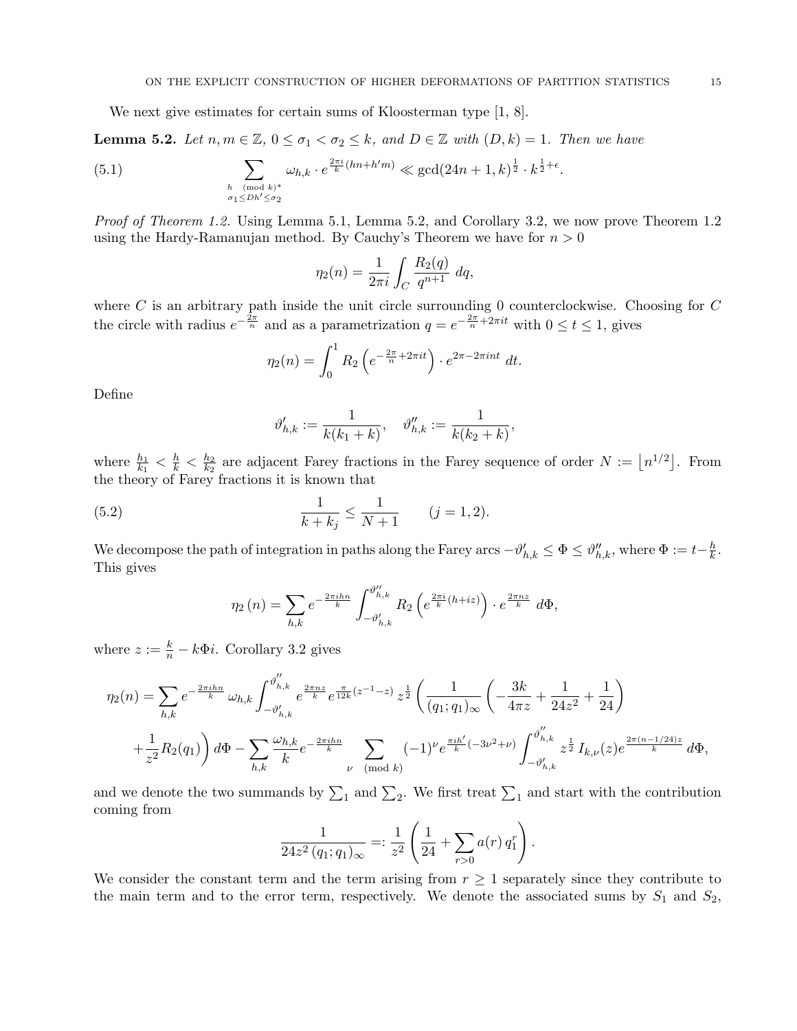We next give estimates for certain sums of Kloosterman type [1, 8].

**Lemma 5.2.** *Let $n, m \in \mathbb{Z}$, $0 \leq \sigma_1 < \sigma_2 \leq k$, and $D \in \mathbb{Z}$ with $(D, k) = 1$. Then we have*

$$\sum_{\substack{h \pmod{k}^* \\ \sigma_1 \leq Dh' \leq \sigma_2}} \omega_{h,k} \cdot e^{\frac{2\pi i}{k}(hn + h'm)} \ll \gcd(24n+1, k)^{\frac{1}{2}} \cdot k^{\frac{1}{2}+\epsilon}. \tag{5.1}$$

*Proof of Theorem 1.2.* Using Lemma 5.1, Lemma 5.2, and Corollary 3.2, we now prove Theorem 1.2 using the Hardy-Ramanujan method. By Cauchy's Theorem we have for $n > 0$

$$\eta_2(n) = \frac{1}{2\pi i} \int_C \frac{R_2(q)}{q^{n+1}} \, dq,$$

where $C$ is an arbitrary path inside the unit circle surrounding 0 counterclockwise. Choosing for $C$ the circle with radius $e^{-\frac{2\pi}{n}}$ and as a parametrization $q = e^{-\frac{2\pi}{n} + 2\pi i t}$ with $0 \leq t \leq 1$, gives

$$\eta_2(n) = \int_0^1 R_2\left(e^{-\frac{2\pi}{n} + 2\pi i t}\right) \cdot e^{2\pi - 2\pi i n t} \, dt.$$

Define

$$\vartheta'_{h,k} := \frac{1}{k(k_1 + k)}, \quad \vartheta''_{h,k} := \frac{1}{k(k_2 + k)},$$

where $\frac{h_1}{k_1} < \frac{h}{k} < \frac{h_2}{k_2}$ are adjacent Farey fractions in the Farey sequence of order $N := \lfloor n^{1/2} \rfloor$. From the theory of Farey fractions it is known that

$$\frac{1}{k + k_j} \leq \frac{1}{N+1} \qquad (j = 1, 2). \tag{5.2}$$

We decompose the path of integration in paths along the Farey arcs $-\vartheta'_{h,k} \leq \Phi \leq \vartheta''_{h,k}$, where $\Phi := t - \frac{h}{k}$. This gives

$$\eta_2(n) = \sum_{h,k} e^{-\frac{2\pi i h n}{k}} \int_{-\vartheta'_{h,k}}^{\vartheta''_{h,k}} R_2\left(e^{\frac{2\pi i}{k}(h + iz)}\right) \cdot e^{\frac{2\pi n z}{k}} \, d\Phi,$$

where $z := \frac{k}{n} - k\Phi i$. Corollary 3.2 gives

$$\begin{aligned}
\eta_2(n) = \sum_{h,k} e^{-\frac{2\pi i h n}{k}} \, \omega_{h,k} \int_{-\vartheta'_{h,k}}^{\vartheta''_{h,k}} e^{\frac{2\pi n z}{k}} e^{\frac{\pi}{12k}(z^{-1} - z)} \, z^{\frac{1}{2}} \left( \frac{1}{(q_1; q_1)_\infty} \left( -\frac{3k}{4\pi z} + \frac{1}{24 z^2} + \frac{1}{24} \right) \right. \\
\left. + \frac{1}{z^2} R_2(q_1) \right) d\Phi - \sum_{h,k} \frac{\omega_{h,k}}{k} e^{-\frac{2\pi i h n}{k}} \sum_{\nu \pmod{k}} (-1)^\nu e^{\frac{\pi i h'}{k}(-3\nu^2 + \nu)} \int_{-\vartheta'_{h,k}}^{\vartheta''_{h,k}} z^{\frac{1}{2}} \, I_{k,\nu}(z) e^{\frac{2\pi(n - 1/24)z}{k}} \, d\Phi,
\end{aligned}$$

and we denote the two summands by $\sum_1$ and $\sum_2$. We first treat $\sum_1$ and start with the contribution coming from

$$\frac{1}{24 z^2 \, (q_1; q_1)_\infty} =: \frac{1}{z^2} \left( \frac{1}{24} + \sum_{r > 0} a(r) \, q_1^r \right).$$

We consider the constant term and the term arising from $r \geq 1$ separately since they contribute to the main term and to the error term, respectively. We denote the associated sums by $S_1$ and $S_2$,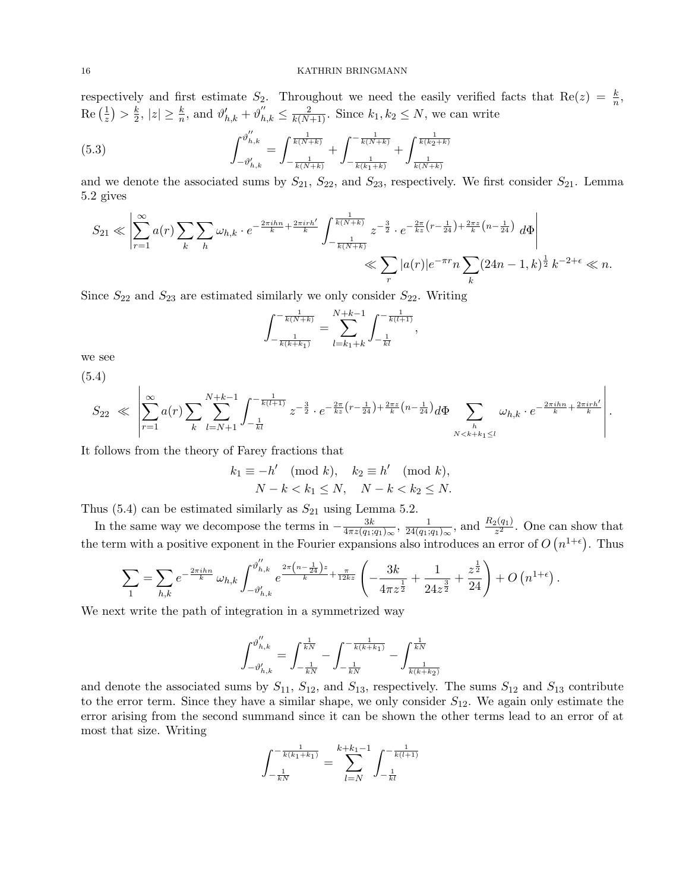respectively and first estimate $S_2$. Throughout we need the easily verified facts that $\mathrm{Re}(z) = \frac{k}{n}$, $\mathrm{Re}\left(\frac{1}{z}\right) > \frac{k}{2}$, $|z| \geq \frac{k}{n}$, and $\vartheta'_{h,k} + \vartheta''_{h,k} \leq \frac{2}{k(N+1)}$. Since $k_1, k_2 \leq N$, we can write

$$\int_{-\vartheta'_{h,k}}^{\vartheta''_{h,k}} = \int_{-\frac{1}{k(N+k)}}^{\frac{1}{k(N+k)}} + \int_{-\frac{1}{k(k_1+k)}}^{-\frac{1}{k(N+k)}} + \int_{\frac{1}{k(N+k)}}^{\frac{1}{k(k_2+k)}} \tag{5.3}$$

and we denote the associated sums by $S_{21}$, $S_{22}$, and $S_{23}$, respectively. We first consider $S_{21}$. Lemma 5.2 gives

$$S_{21} \ll \left| \sum_{r=1}^{\infty} a(r) \sum_k \sum_h \omega_{h,k} \cdot e^{-\frac{2\pi i h n}{k} + \frac{2\pi i r h'}{k}} \int_{-\frac{1}{k(N+k)}}^{\frac{1}{k(N+k)}} z^{-\frac{3}{2}} \cdot e^{-\frac{2\pi}{kz}\left(r - \frac{1}{24}\right) + \frac{2\pi z}{k}\left(n - \frac{1}{24}\right)} \, d\Phi \right|$$
$$\ll \sum_r |a(r)| e^{-\pi r} n \sum_k (24n-1, k)^{\frac{1}{2}} \, k^{-2+\epsilon} \ll n.$$

Since $S_{22}$ and $S_{23}$ are estimated similarly we only consider $S_{22}$. Writing

$$\int_{-\frac{1}{k(k+k_1)}}^{-\frac{1}{k(N+k)}} = \sum_{l=k_1+k}^{N+k-1} \int_{-\frac{1}{kl}}^{-\frac{1}{k(l+1)}},$$

we see

$$S_{22} \ll \left| \sum_{r=1}^{\infty} a(r) \sum_k \sum_{l=N+1}^{N+k-1} \int_{-\frac{1}{kl}}^{-\frac{1}{k(l+1)}} z^{-\frac{3}{2}} \cdot e^{-\frac{2\pi}{kz}\left(r - \frac{1}{24}\right) + \frac{2\pi z}{k}\left(n - \frac{1}{24}\right)} d\Phi \sum_{\substack{h \\ N < k + k_1 \leq l}} \omega_{h,k} \cdot e^{-\frac{2\pi i h n}{k} + \frac{2\pi i r h'}{k}} \right|. \tag{5.4}$$

It follows from the theory of Farey fractions that

$$k_1 \equiv -h' \pmod{k}, \quad k_2 \equiv h' \pmod{k},$$
$$N - k < k_1 \leq N, \quad N - k < k_2 \leq N.$$

Thus (5.4) can be estimated similarly as $S_{21}$ using Lemma 5.2.

In the same way we decompose the terms in $-\frac{3k}{4\pi z (q_1;q_1)_\infty}$, $\frac{1}{24(q_1;q_1)_\infty}$, and $\frac{R_2(q_1)}{z^2}$. One can show that the term with a positive exponent in the Fourier expansions also introduces an error of $O\left(n^{1+\epsilon}\right)$. Thus

$$\sum_1 = \sum_{h,k} e^{-\frac{2\pi i h n}{k}} \omega_{h,k} \int_{-\vartheta'_{h,k}}^{\vartheta''_{h,k}} e^{\frac{2\pi\left(n - \frac{1}{24}\right) z}{k} + \frac{\pi}{12kz}} \left( -\frac{3k}{4\pi z^{\frac{1}{2}}} + \frac{1}{24 z^{\frac{3}{2}}} + \frac{z^{\frac{1}{2}}}{24} \right) + O\left(n^{1+\epsilon}\right).$$

We next write the path of integration in a symmetrized way

$$\int_{-\vartheta'_{h,k}}^{\vartheta''_{h,k}} = \int_{-\frac{1}{kN}}^{\frac{1}{kN}} - \int_{-\frac{1}{kN}}^{-\frac{1}{k(k+k_1)}} - \int_{\frac{1}{k(k+k_2)}}^{\frac{1}{kN}}$$

and denote the associated sums by $S_{11}$, $S_{12}$, and $S_{13}$, respectively. The sums $S_{12}$ and $S_{13}$ contribute to the error term. Since they have a similar shape, we only consider $S_{12}$. We again only estimate the error arising from the second summand since it can be shown the other terms lead to an error of at most that size. Writing

$$\int_{-\frac{1}{kN}}^{-\frac{1}{k(k_1+k_1)}} = \sum_{l=N}^{k+k_1-1} \int_{-\frac{1}{kl}}^{-\frac{1}{k(l+1)}}$$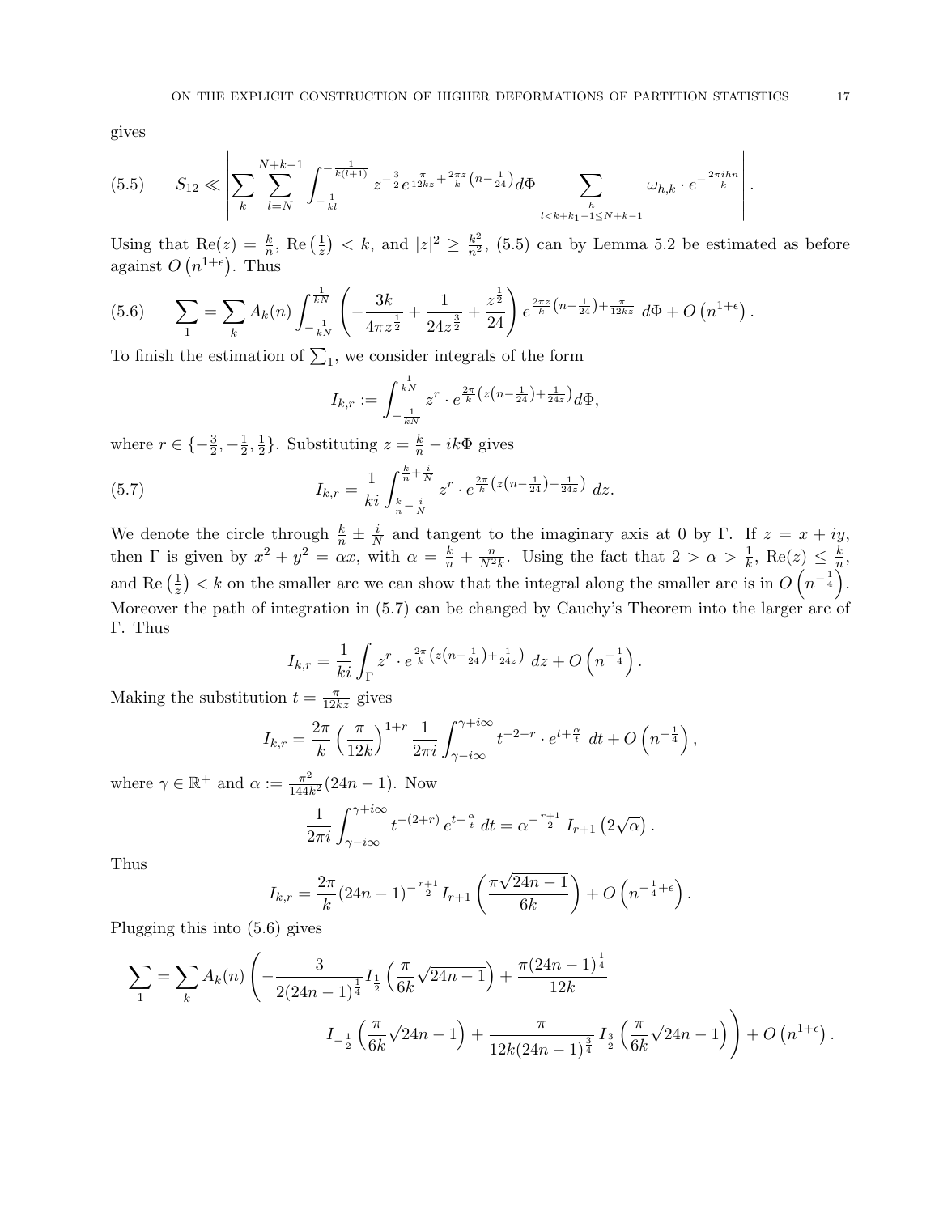gives

$$S_{12} \ll \left| \sum_k \sum_{l=N}^{N+k-1} \int_{-\frac{1}{kl}}^{-\frac{1}{k(l+1)}} z^{-\frac{3}{2}} e^{\frac{\pi}{12kz}+\frac{2\pi z}{k}\left(n-\frac{1}{24}\right)} d\Phi \sum_{\substack{h \\ l<k+k_1-1\leq N+k-1}} \omega_{h,k} \cdot e^{-\frac{2\pi i h n}{k}} \right|. \tag{5.5}$$

Using that $\mathrm{Re}(z) = \frac{k}{n}$, $\mathrm{Re}\left(\frac{1}{z}\right) < k$, and $|z|^2 \geq \frac{k^2}{n^2}$, (5.5) can by Lemma 5.2 be estimated as before against $O\left(n^{1+\epsilon}\right)$. Thus

$$\sum_1 = \sum_k A_k(n) \int_{-\frac{1}{kN}}^{\frac{1}{kN}} \left( -\frac{3k}{4\pi z^{\frac{1}{2}}} + \frac{1}{24 z^{\frac{3}{2}}} + \frac{z^{\frac{1}{2}}}{24} \right) e^{\frac{2\pi z}{k}\left(n-\frac{1}{24}\right)+\frac{\pi}{12kz}} \, d\Phi + O\left(n^{1+\epsilon}\right). \tag{5.6}$$

To finish the estimation of $\sum_1$, we consider integrals of the form

$$I_{k,r} := \int_{-\frac{1}{kN}}^{\frac{1}{kN}} z^r \cdot e^{\frac{2\pi}{k}\left(z\left(n-\frac{1}{24}\right)+\frac{1}{24z}\right)} d\Phi,$$

where $r \in \{-\frac{3}{2}, -\frac{1}{2}, \frac{1}{2}\}$. Substituting $z = \frac{k}{n} - ik\Phi$ gives

$$I_{k,r} = \frac{1}{ki} \int_{\frac{k}{n}-\frac{i}{N}}^{\frac{k}{n}+\frac{i}{N}} z^r \cdot e^{\frac{2\pi}{k}\left(z\left(n-\frac{1}{24}\right)+\frac{1}{24z}\right)} \, dz. \tag{5.7}$$

We denote the circle through $\frac{k}{n} \pm \frac{i}{N}$ and tangent to the imaginary axis at 0 by $\Gamma$. If $z = x + iy$, then $\Gamma$ is given by $x^2 + y^2 = \alpha x$, with $\alpha = \frac{k}{n} + \frac{n}{N^2 k}$. Using the fact that $2 > \alpha > \frac{1}{k}$, $\mathrm{Re}(z) \leq \frac{k}{n}$, and $\mathrm{Re}\left(\frac{1}{z}\right) < k$ on the smaller arc we can show that the integral along the smaller arc is in $O\left(n^{-\frac{1}{4}}\right)$. Moreover the path of integration in (5.7) can be changed by Cauchy's Theorem into the larger arc of $\Gamma$. Thus

$$I_{k,r} = \frac{1}{ki} \int_{\Gamma} z^r \cdot e^{\frac{2\pi}{k}\left(z\left(n-\frac{1}{24}\right)+\frac{1}{24z}\right)} \, dz + O\left(n^{-\frac{1}{4}}\right).$$

Making the substitution $t = \frac{\pi}{12kz}$ gives

$$I_{k,r} = \frac{2\pi}{k} \left(\frac{\pi}{12k}\right)^{1+r} \frac{1}{2\pi i} \int_{\gamma-i\infty}^{\gamma+i\infty} t^{-2-r} \cdot e^{t+\frac{\alpha}{t}} \, dt + O\left(n^{-\frac{1}{4}}\right),$$

where $\gamma \in \mathbb{R}^+$ and $\alpha := \frac{\pi^2}{144k^2}(24n-1)$. Now

$$\frac{1}{2\pi i} \int_{\gamma-i\infty}^{\gamma+i\infty} t^{-(2+r)} \, e^{t+\frac{\alpha}{t}} \, dt = \alpha^{-\frac{r+1}{2}} \, I_{r+1}\left(2\sqrt{\alpha}\right).$$

Thus

$$I_{k,r} = \frac{2\pi}{k}(24n-1)^{-\frac{r+1}{2}} I_{r+1}\left(\frac{\pi\sqrt{24n-1}}{6k}\right) + O\left(n^{-\frac{1}{4}+\epsilon}\right).$$

Plugging this into (5.6) gives

$$\sum_1 = \sum_k A_k(n) \left( -\frac{3}{2(24n-1)^{\frac{1}{4}}} I_{\frac{1}{2}}\left(\frac{\pi}{6k}\sqrt{24n-1}\right) + \frac{\pi(24n-1)^{\frac{1}{4}}}{12k} I_{-\frac{1}{2}}\left(\frac{\pi}{6k}\sqrt{24n-1}\right) + \frac{\pi}{12k(24n-1)^{\frac{3}{4}}} \, I_{\frac{3}{2}}\left(\frac{\pi}{6k}\sqrt{24n-1}\right) \right) + O\left(n^{1+\epsilon}\right).$$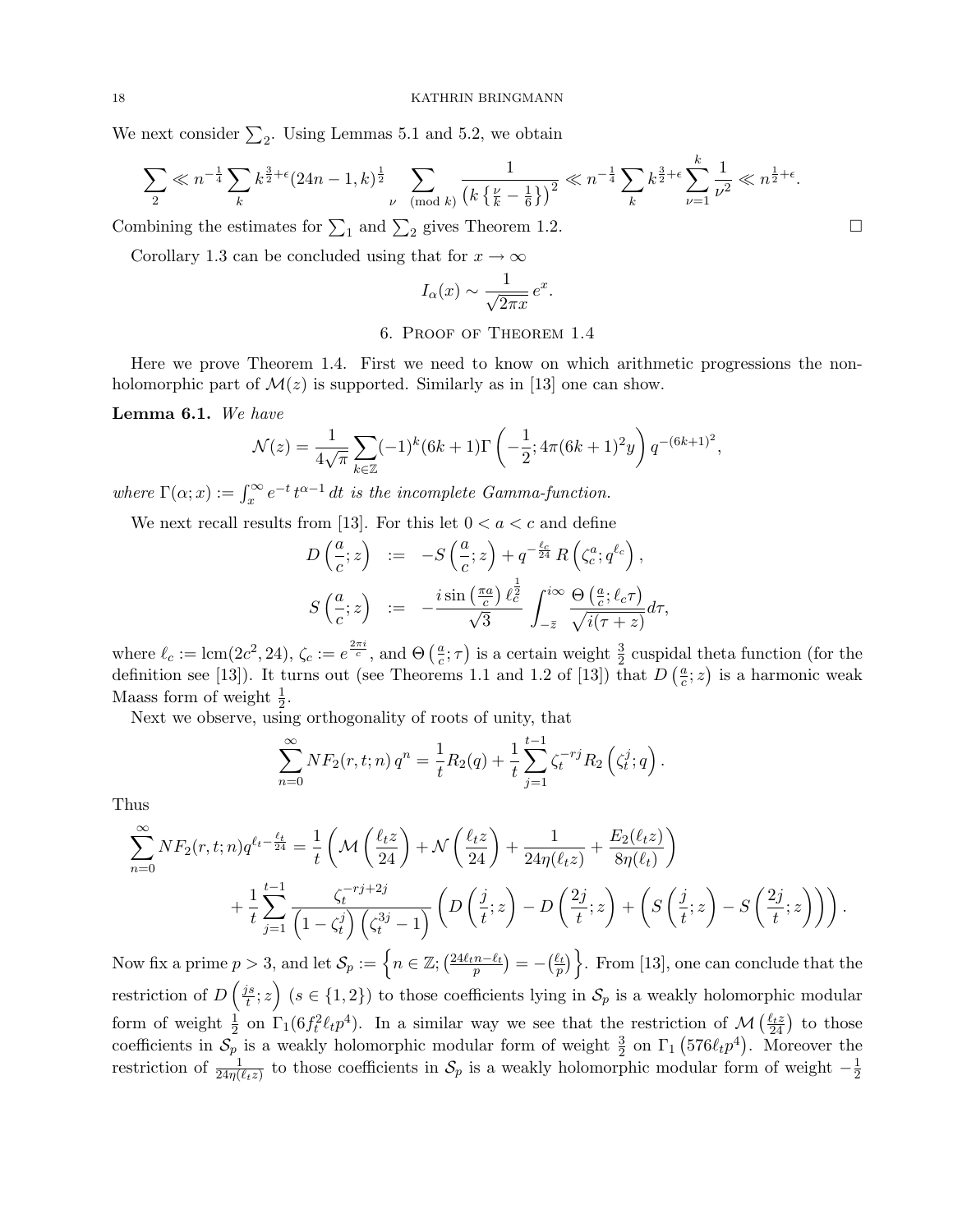We next consider $\sum_2$. Using Lemmas 5.1 and 5.2, we obtain

$$\sum_2 \ll n^{-\frac{1}{4}} \sum_k k^{\frac{3}{2}+\epsilon} (24n-1,k)^{\frac{1}{2}} \sum_{\nu \pmod{k}} \frac{1}{\left(k\left\{\frac{\nu}{k}-\frac{1}{6}\right\}\right)^2} \ll n^{-\frac{1}{4}} \sum_k k^{\frac{3}{2}+\epsilon} \sum_{\nu=1}^{k} \frac{1}{\nu^2} \ll n^{\frac{1}{2}+\epsilon}.$$

Combining the estimates for $\sum_1$ and $\sum_2$ gives Theorem 1.2. $\square$

Corollary 1.3 can be concluded using that for $x \to \infty$

$$I_\alpha(x) \sim \frac{1}{\sqrt{2\pi x}}\, e^x.$$

## 6. Proof of Theorem 1.4

Here we prove Theorem 1.4. First we need to know on which arithmetic progressions the non-holomorphic part of $\mathcal{M}(z)$ is supported. Similarly as in [13] one can show.

**Lemma 6.1.** *We have*

$$\mathcal{N}(z) = \frac{1}{4\sqrt{\pi}} \sum_{k \in \mathbb{Z}} (-1)^k (6k+1) \Gamma\left(-\frac{1}{2}; 4\pi(6k+1)^2 y\right) q^{-(6k+1)^2},$$

*where $\Gamma(\alpha; x) := \int_x^\infty e^{-t}\, t^{\alpha-1}\, dt$ is the incomplete Gamma-function.*

We next recall results from [13]. For this let $0 < a < c$ and define

$$D\left(\frac{a}{c}; z\right) := -S\left(\frac{a}{c}; z\right) + q^{-\frac{\ell_c}{24}}\, R\left(\zeta_c^a; q^{\ell_c}\right),$$

$$S\left(\frac{a}{c}; z\right) := -\frac{i \sin\left(\frac{\pi a}{c}\right) \ell_c^{\frac{1}{2}}}{\sqrt{3}} \int_{-\bar{z}}^{i\infty} \frac{\Theta\left(\frac{a}{c}; \ell_c \tau\right)}{\sqrt{i(\tau+z)}} d\tau,$$

where $\ell_c := \operatorname{lcm}(2c^2, 24)$, $\zeta_c := e^{\frac{2\pi i}{c}}$, and $\Theta\left(\frac{a}{c}; \tau\right)$ is a certain weight $\frac{3}{2}$ cuspidal theta function (for the definition see [13]). It turns out (see Theorems 1.1 and 1.2 of [13]) that $D\left(\frac{a}{c}; z\right)$ is a harmonic weak Maass form of weight $\frac{1}{2}$.

Next we observe, using orthogonality of roots of unity, that

$$\sum_{n=0}^{\infty} NF_2(r,t;n)\, q^n = \frac{1}{t} R_2(q) + \frac{1}{t} \sum_{j=1}^{t-1} \zeta_t^{-rj} R_2\left(\zeta_t^j; q\right).$$

Thus

$$\sum_{n=0}^{\infty} NF_2(r,t;n) q^{\ell_t - \frac{\ell_t}{24}} = \frac{1}{t}\left(\mathcal{M}\left(\frac{\ell_t z}{24}\right) + \mathcal{N}\left(\frac{\ell_t z}{24}\right) + \frac{1}{24\eta(\ell_t z)} + \frac{E_2(\ell_t z)}{8\eta(\ell_t)}\right)$$
$$+ \frac{1}{t} \sum_{j=1}^{t-1} \frac{\zeta_t^{-rj+2j}}{\left(1-\zeta_t^j\right)\left(\zeta_t^{3j}-1\right)} \left(D\left(\frac{j}{t}; z\right) - D\left(\frac{2j}{t}; z\right) + \left(S\left(\frac{j}{t}; z\right) - S\left(\frac{2j}{t}; z\right)\right)\right).$$

Now fix a prime $p > 3$, and let $\mathcal{S}_p := \left\{n \in \mathbb{Z};\, \left(\frac{24\ell_t n - \ell_t}{p}\right) = -\left(\frac{\ell_t}{p}\right)\right\}$. From [13], one can conclude that the restriction of $D\left(\frac{js}{t}; z\right)$ $(s \in \{1,2\})$ to those coefficients lying in $\mathcal{S}_p$ is a weakly holomorphic modular form of weight $\frac{1}{2}$ on $\Gamma_1(6f_t^2 \ell_t p^4)$. In a similar way we see that the restriction of $\mathcal{M}\left(\frac{\ell_t z}{24}\right)$ to those coefficients in $\mathcal{S}_p$ is a weakly holomorphic modular form of weight $\frac{3}{2}$ on $\Gamma_1\left(576\ell_t p^4\right)$. Moreover the restriction of $\frac{1}{24\eta(\ell_t z)}$ to those coefficients in $\mathcal{S}_p$ is a weakly holomorphic modular form of weight $-\frac{1}{2}$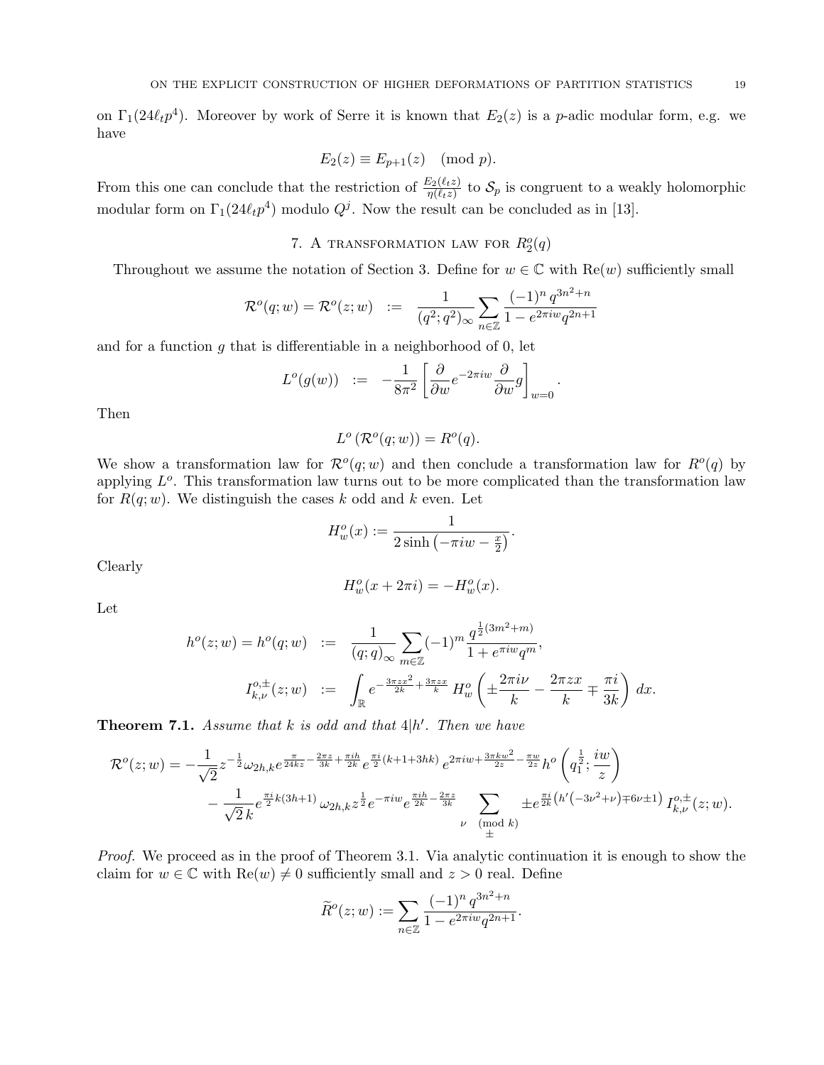on $\Gamma_1(24\ell_t p^4)$. Moreover by work of Serre it is known that $E_2(z)$ is a $p$-adic modular form, e.g. we have

$$E_2(z) \equiv E_{p+1}(z) \pmod{p}.$$

From this one can conclude that the restriction of $\frac{E_2(\ell_t z)}{\eta(\ell_t z)}$ to $\mathcal{S}_p$ is congruent to a weakly holomorphic modular form on $\Gamma_1(24\ell_t p^4)$ modulo $Q^j$. Now the result can be concluded as in [13].

## 7. A transformation law for $R_2^o(q)$

Throughout we assume the notation of Section 3. Define for $w \in \mathbb{C}$ with $\mathrm{Re}(w)$ sufficiently small

$$\mathcal{R}^o(q; w) = \mathcal{R}^o(z; w) \;\; := \;\; \frac{1}{(q^2; q^2)_\infty} \sum_{n \in \mathbb{Z}} \frac{(-1)^n \, q^{3n^2+n}}{1 - e^{2\pi i w} q^{2n+1}}$$

and for a function $g$ that is differentiable in a neighborhood of 0, let

$$L^o(g(w)) \;\; := \;\; -\frac{1}{8\pi^2} \left[ \frac{\partial}{\partial w} e^{-2\pi i w} \frac{\partial}{\partial w} g \right]_{w=0}.$$

Then

$$L^o\left(\mathcal{R}^o(q; w)\right) = R^o(q).$$

We show a transformation law for $\mathcal{R}^o(q; w)$ and then conclude a transformation law for $R^o(q)$ by applying $L^o$. This transformation law turns out to be more complicated than the transformation law for $R(q; w)$. We distinguish the cases $k$ odd and $k$ even. Let

$$H_w^o(x) := \frac{1}{2 \sinh\left(-\pi i w - \frac{x}{2}\right)}.$$

Clearly

$$H_w^o(x + 2\pi i) = -H_w^o(x).$$

Let

$$h^o(z; w) = h^o(q; w) \;\; := \;\; \frac{1}{(q; q)_\infty} \sum_{m \in \mathbb{Z}} (-1)^m \frac{q^{\frac{1}{2}(3m^2+m)}}{1 + e^{\pi i w} q^m},$$

$$I_{k,\nu}^{o,\pm}(z; w) \;\; := \;\; \int_{\mathbb{R}} e^{-\frac{3\pi z x^2}{2k} + \frac{3\pi z x}{k}} \, H_w^o\left( \pm \frac{2\pi i \nu}{k} - \frac{2\pi z x}{k} \mp \frac{\pi i}{3k} \right) dx.$$

**Theorem 7.1.** *Assume that $k$ is odd and that $4|h'$. Then we have*

$$\begin{aligned}
\mathcal{R}^o(z; w) = & -\frac{1}{\sqrt{2}} z^{-\frac{1}{2}} \omega_{2h,k} e^{\frac{\pi}{24kz} - \frac{2\pi z}{3k} + \frac{\pi i h}{2k}} e^{\frac{\pi i}{2}(k+1+3hk)} \, e^{2\pi i w + \frac{3\pi k w^2}{2z} - \frac{\pi w}{2z}} \, h^o\left( q_1^{\frac{1}{2}}; \frac{iw}{z} \right) \\
& - \frac{1}{\sqrt{2}\, k} e^{\frac{\pi i}{2} k(3h+1)} \, \omega_{2h,k} z^{\frac{1}{2}} e^{-\pi i w} e^{\frac{\pi i h}{2k} - \frac{2\pi z}{3k}} \sum_{\substack{\nu \pmod{k} \\ \pm}} \pm e^{\frac{\pi i}{2k}\left(h'\left(-3\nu^2+\nu\right) \mp 6\nu \pm 1\right)} \, I_{k,\nu}^{o,\pm}(z; w).
\end{aligned}$$

*Proof.* We proceed as in the proof of Theorem 3.1. Via analytic continuation it is enough to show the claim for $w \in \mathbb{C}$ with $\mathrm{Re}(w) \neq 0$ sufficiently small and $z > 0$ real. Define

$$\widetilde{R}^o(z; w) := \sum_{n \in \mathbb{Z}} \frac{(-1)^n \, q^{3n^2+n}}{1 - e^{2\pi i w} q^{2n+1}}.$$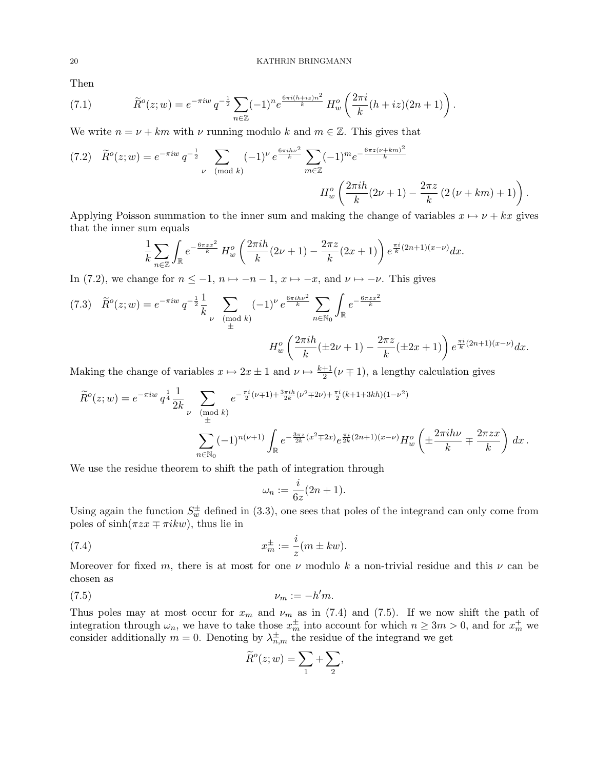Then

$$\widetilde{R}^o(z;w) = e^{-\pi i w}\, q^{-\frac{1}{2}} \sum_{n\in\mathbb{Z}} (-1)^n e^{\frac{6\pi i (h+iz)n^2}{k}}\, H_w^o\left(\frac{2\pi i}{k}(h+iz)(2n+1)\right). \tag{7.1}$$

We write $n = \nu + km$ with $\nu$ running modulo $k$ and $m \in \mathbb{Z}$. This gives that

$$\widetilde{R}^o(z;w) = e^{-\pi i w}\, q^{-\frac{1}{2}} \sum_{\nu \pmod k} (-1)^\nu\, e^{\frac{6\pi i h \nu^2}{k}} \sum_{m\in\mathbb{Z}} (-1)^m e^{-\frac{6\pi z(\nu+km)^2}{k}} \\ H_w^o\left(\frac{2\pi i h}{k}(2\nu+1) - \frac{2\pi z}{k}\left(2\left(\nu+km\right)+1\right)\right). \tag{7.2}$$

Applying Poisson summation to the inner sum and making the change of variables $x \mapsto \nu + kx$ gives that the inner sum equals

$$\frac{1}{k}\sum_{n\in\mathbb{Z}} \int_{\mathbb{R}} e^{-\frac{6\pi z x^2}{k}}\, H_w^o\left(\frac{2\pi i h}{k}(2\nu+1) - \frac{2\pi z}{k}(2x+1)\right) e^{\frac{\pi i}{k}(2n+1)(x-\nu)} dx.$$

In (7.2), we change for $n \leq -1$, $n \mapsto -n-1$, $x \mapsto -x$, and $\nu \mapsto -\nu$. This gives

$$\widetilde{R}^o(z;w) = e^{-\pi i w}\, q^{-\frac{1}{2}} \frac{1}{k} \sum_{\substack{\nu \pmod k \\ \pm}} (-1)^\nu\, e^{\frac{6\pi i h \nu^2}{k}} \sum_{n\in\mathbb{N}_0} \int_{\mathbb{R}} e^{-\frac{6\pi z x^2}{k}} \\ H_w^o\left(\frac{2\pi i h}{k}(\pm 2\nu+1) - \frac{2\pi z}{k}(\pm 2x+1)\right) e^{\frac{\pi i}{k}(2n+1)(x-\nu)} dx. \tag{7.3}$$

Making the change of variables $x \mapsto 2x \pm 1$ and $\nu \mapsto \frac{k+1}{2}(\nu \mp 1)$, a lengthy calculation gives

$$\widetilde{R}^o(z;w) = e^{-\pi i w}\, q^{\frac{1}{4}} \frac{1}{2k} \sum_{\substack{\nu \pmod k \\ \pm}} e^{-\frac{\pi i}{2}(\nu\mp 1) + \frac{3\pi i h}{2k}(\nu^2 \mp 2\nu) + \frac{\pi i}{2}(k+1+3kh)(1-\nu^2)} \\ \sum_{n\in\mathbb{N}_0} (-1)^{n(\nu+1)} \int_{\mathbb{R}} e^{-\frac{3\pi z}{2k}(x^2 \mp 2x)} e^{\frac{\pi i}{2k}(2n+1)(x-\nu)} H_w^o\left(\pm\frac{2\pi i h \nu}{k} \mp \frac{2\pi z x}{k}\right) dx\,.$$

We use the residue theorem to shift the path of integration through

$$\omega_n := \frac{i}{6z}(2n+1).$$

Using again the function $S_w^{\pm}$ defined in (3.3), one sees that poles of the integrand can only come from poles of $\sinh(\pi z x \mp \pi i k w)$, thus lie in

$$x_m^{\pm} := \frac{i}{z}(m \pm kw). \tag{7.4}$$

Moreover for fixed $m$, there is at most for one $\nu$ modulo $k$ a non-trivial residue and this $\nu$ can be chosen as

$$\nu_m := -h'm. \tag{7.5}$$

Thus poles may at most occur for $x_m$ and $\nu_m$ as in (7.4) and (7.5). If we now shift the path of integration through $\omega_n$, we have to take those $x_m^{\pm}$ into account for which $n \geq 3m > 0$, and for $x_m^+$ we consider additionally $m = 0$. Denoting by $\lambda_{n,m}^{\pm}$ the residue of the integrand we get

$$\widetilde{R}^o(z;w) = \sum_1 + \sum_2,$$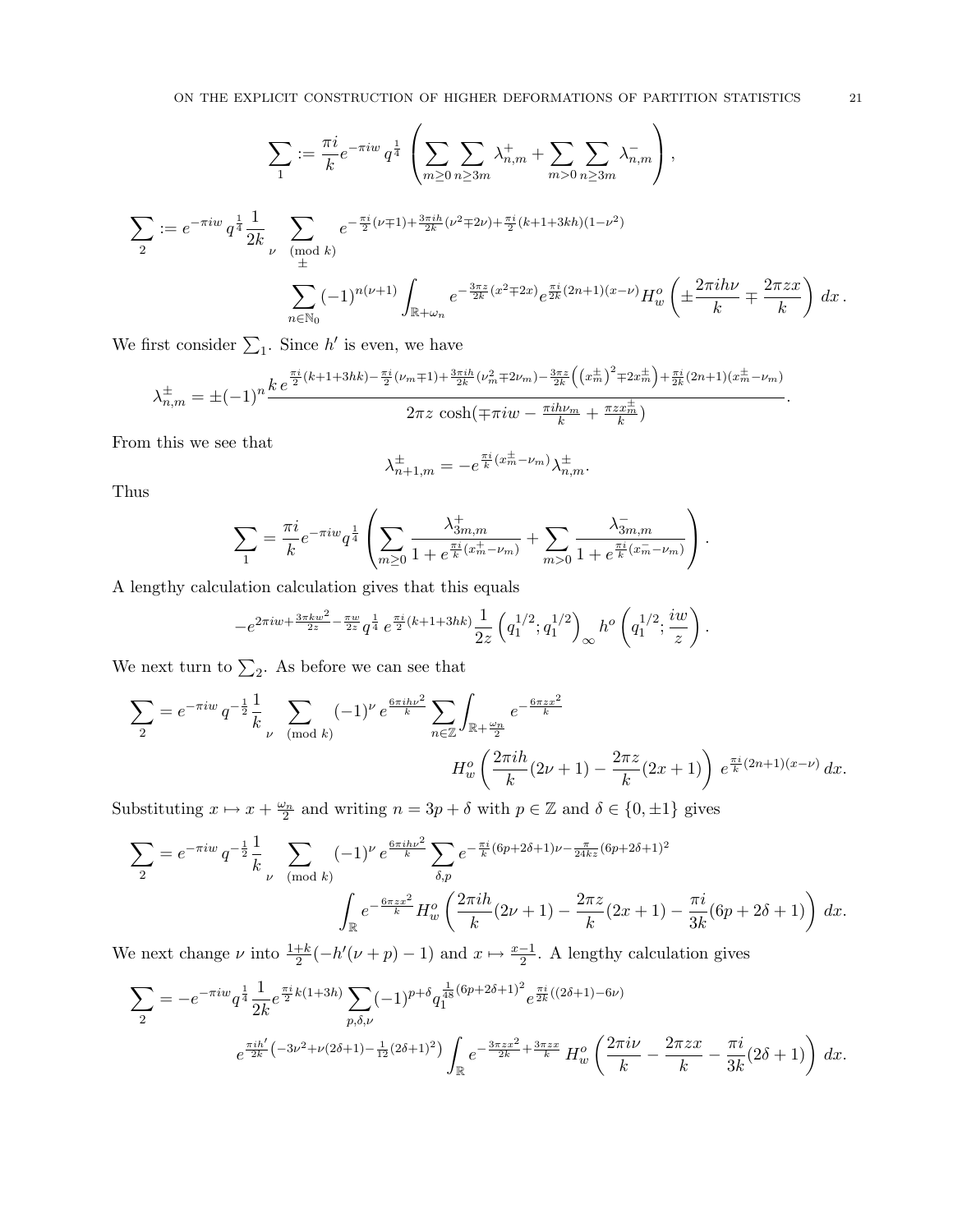$$\sum_1 := \frac{\pi i}{k} e^{-\pi i w}\, q^{\frac{1}{4}} \left( \sum_{m\geq 0} \sum_{n \geq 3m} \lambda_{n,m}^+ + \sum_{m>0} \sum_{n\geq 3m} \lambda_{n,m}^- \right),$$

$$\sum_2 := e^{-\pi i w}\, q^{\frac{1}{4}} \frac{1}{2k} \sum_{\substack{\nu \pmod k \\ \pm}} e^{-\frac{\pi i}{2}(\nu \mp 1) + \frac{3\pi i h}{2k}(\nu^2 \mp 2\nu) + \frac{\pi i}{2}(k+1+3kh)(1-\nu^2)}$$
$$\sum_{n\in\mathbb{N}_0} (-1)^{n(\nu+1)} \int_{\mathbb{R}+\omega_n} e^{-\frac{3\pi z}{2k}(x^2 \mp 2x)} e^{\frac{\pi i}{2k}(2n+1)(x-\nu)} H_w^o\left( \pm \frac{2\pi i h \nu}{k} \mp \frac{2\pi z x}{k} \right) dx.$$

We first consider $\sum_1$. Since $h'$ is even, we have

$$\lambda_{n,m}^{\pm} = \pm (-1)^n \frac{k\, e^{\frac{\pi i}{2}(k+1+3hk) - \frac{\pi i}{2}(\nu_m \mp 1) + \frac{3\pi i h}{2k}(\nu_m^2 \mp 2\nu_m) - \frac{3\pi z}{2k}\left( \left(x_m^{\pm}\right)^2 \mp 2x_m^{\pm}\right) + \frac{\pi i}{2k}(2n+1)(x_m^{\pm} - \nu_m)}}{2\pi z \cosh(\mp \pi i w - \frac{\pi i h \nu_m}{k} + \frac{\pi z x_m^{\pm}}{k})}.$$

From this we see that

$$\lambda_{n+1,m}^{\pm} = -e^{\frac{\pi i}{k}(x_m^{\pm} - \nu_m)} \lambda_{n,m}^{\pm}.$$

Thus

$$\sum_1 = \frac{\pi i}{k} e^{-\pi i w} q^{\frac{1}{4}} \left( \sum_{m\geq 0} \frac{\lambda_{3m,m}^+}{1+e^{\frac{\pi i}{k}(x_m^+ - \nu_m)}} + \sum_{m>0} \frac{\lambda_{3m,m}^-}{1+e^{\frac{\pi i}{k}(x_m^- - \nu_m)}} \right).$$

A lengthy calculation calculation gives that this equals

$$-e^{2\pi i w + \frac{3\pi k w^2}{2z} - \frac{\pi w}{2z}}\, q^{\frac{1}{4}}\, e^{\frac{\pi i}{2}(k+1+3hk)} \frac{1}{2z} \left( q_1^{1/2}; q_1^{1/2} \right)_\infty h^o\left( q_1^{1/2}; \frac{iw}{z} \right).$$

We next turn to $\sum_2$. As before we can see that

$$\sum_2 = e^{-\pi i w}\, q^{-\frac{1}{2}} \frac{1}{k} \sum_{\nu \pmod k} (-1)^\nu\, e^{\frac{6\pi i h \nu^2}{k}} \sum_{n\in\mathbb{Z}} \int_{\mathbb{R}+\frac{\omega_n}{2}} e^{-\frac{6\pi z x^2}{k}}$$
$$H_w^o\left( \frac{2\pi i h}{k}(2\nu+1) - \frac{2\pi z}{k}(2x+1) \right) e^{\frac{\pi i}{k}(2n+1)(x-\nu)}\, dx.$$

Substituting $x \mapsto x + \frac{\omega_n}{2}$ and writing $n = 3p+\delta$ with $p \in \mathbb{Z}$ and $\delta \in \{0, \pm 1\}$ gives

$$\sum_2 = e^{-\pi i w}\, q^{-\frac{1}{2}} \frac{1}{k} \sum_{\nu \pmod k} (-1)^\nu\, e^{\frac{6\pi i h \nu^2}{k}} \sum_{\delta, p} e^{-\frac{\pi i}{k}(6p+2\delta+1)\nu - \frac{\pi}{24kz}(6p+2\delta+1)^2}$$
$$\int_{\mathbb{R}} e^{-\frac{6\pi z x^2}{k}} H_w^o\left( \frac{2\pi i h}{k}(2\nu+1) - \frac{2\pi z}{k}(2x+1) - \frac{\pi i}{3k}(6p+2\delta+1) \right) dx.$$

We next change $\nu$ into $\frac{1+k}{2}(-h'(\nu+p)-1)$ and $x \mapsto \frac{x-1}{2}$. A lengthy calculation gives

$$\sum_2 = -e^{-\pi i w} q^{\frac{1}{4}} \frac{1}{2k} e^{\frac{\pi i}{2}k(1+3h)} \sum_{p,\delta,\nu} (-1)^{p+\delta} q_1^{\frac{1}{48}(6p+2\delta+1)^2} e^{\frac{\pi i}{2k}((2\delta+1)-6\nu)}$$
$$e^{\frac{\pi i h'}{2k}\left(-3\nu^2 + \nu(2\delta+1) - \frac{1}{12}(2\delta+1)^2\right)} \int_{\mathbb{R}} e^{-\frac{3\pi z x^2}{2k} + \frac{3\pi z x}{k}}\, H_w^o\left( \frac{2\pi i \nu}{k} - \frac{2\pi z x}{k} - \frac{\pi i}{3k}(2\delta+1) \right) dx.$$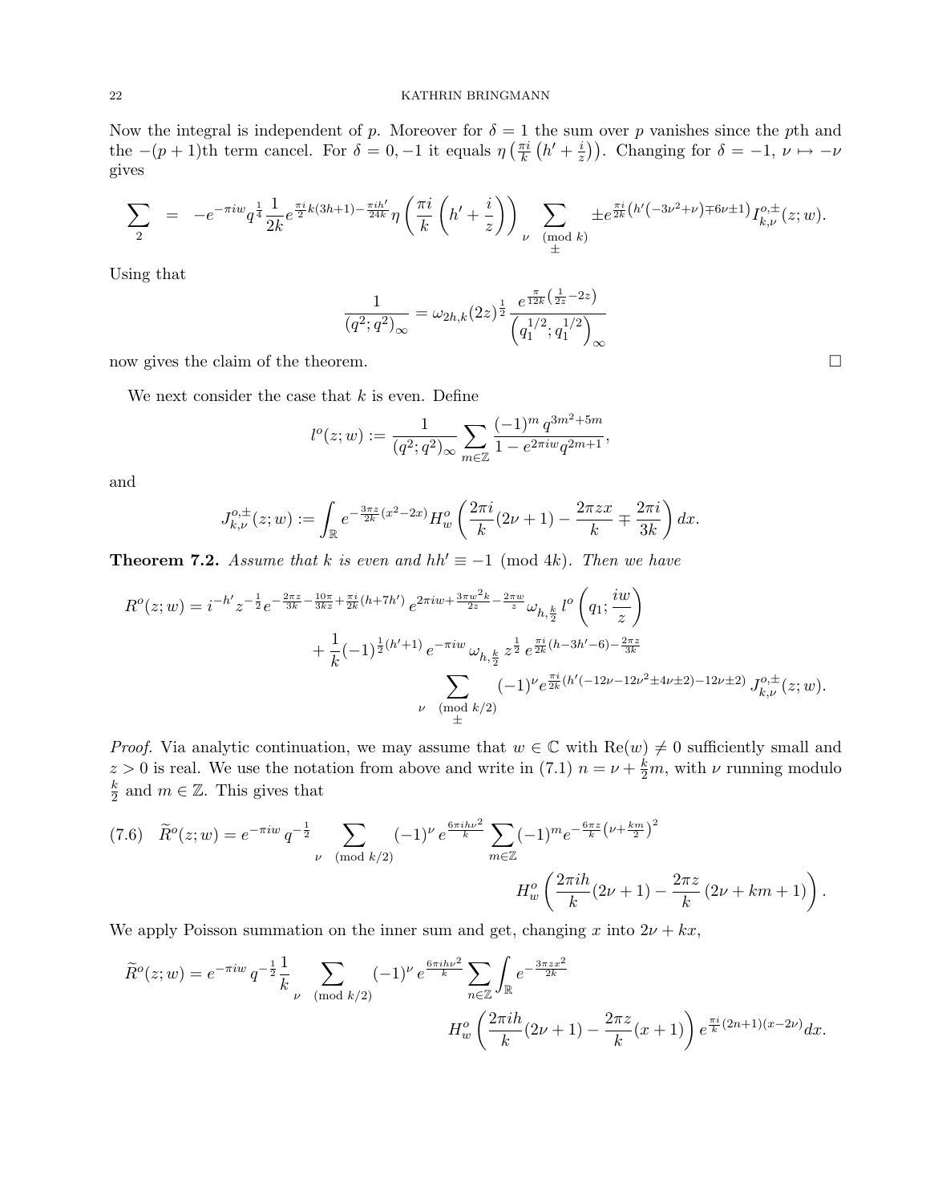Now the integral is independent of $p$. Moreover for $\delta = 1$ the sum over $p$ vanishes since the $p$th and the $-(p+1)$th term cancel. For $\delta = 0, -1$ it equals $\eta\left(\frac{\pi i}{k}\left(h' + \frac{i}{z}\right)\right)$. Changing for $\delta = -1$, $\nu \mapsto -\nu$ gives

$$\sum_2 \quad = \quad -e^{-\pi i w} q^{\frac{1}{4}} \frac{1}{2k} e^{\frac{\pi i}{2}k(3h+1) - \frac{\pi i h'}{24k}} \eta\left(\frac{\pi i}{k}\left(h' + \frac{i}{z}\right)\right) \sum_{\substack{\nu \pmod k \\ \pm}} \pm e^{\frac{\pi i}{2k}\left(h'\left(-3\nu^2+\nu\right)\mp 6\nu \pm 1\right)} I_{k,\nu}^{o,\pm}(z;w).$$

Using that

$$\frac{1}{(q^2;q^2)_\infty} = \omega_{2h,k} (2z)^{\frac{1}{2}} \frac{e^{\frac{\pi}{12k}\left(\frac{1}{2z} - 2z\right)}}{\left(q_1^{1/2}; q_1^{1/2}\right)_\infty}$$

now gives the claim of the theorem. $\square$

We next consider the case that $k$ is even. Define

$$l^o(z;w) := \frac{1}{(q^2;q^2)_\infty} \sum_{m \in \mathbb{Z}} \frac{(-1)^m q^{3m^2+5m}}{1 - e^{2\pi i w} q^{2m+1}},$$

and

$$J_{k,\nu}^{o,\pm}(z;w) := \int_{\mathbb{R}} e^{-\frac{3\pi z}{2k}(x^2-2x)} H_w^o\left(\frac{2\pi i}{k}(2\nu+1) - \frac{2\pi z x}{k} \mp \frac{2\pi i}{3k}\right) dx.$$

**Theorem 7.2.** *Assume that $k$ is even and $hh' \equiv -1 \pmod{4k}$. Then we have*

$$\begin{aligned} R^o(z;w) = \; & i^{-h'} z^{-\frac{1}{2}} e^{-\frac{2\pi z}{3k} - \frac{10\pi}{3kz} + \frac{\pi i}{2k}(h+7h')} e^{2\pi i w + \frac{3\pi w^2 k}{2z} - \frac{2\pi w}{z}} \omega_{h,\frac{k}{2}}\, l^o\left(q_1; \frac{iw}{z}\right) \\ & + \frac{1}{k}(-1)^{\frac{1}{2}(h'+1)} e^{-\pi i w}\, \omega_{h,\frac{k}{2}}\, z^{\frac{1}{2}}\, e^{\frac{\pi i}{2k}(h-3h'-6) - \frac{2\pi z}{3k}} \\ & \sum_{\substack{\nu \pmod{k/2} \\ \pm}} (-1)^\nu e^{\frac{\pi i}{2k}\left(h'(-12\nu - 12\nu^2 \pm 4\nu \pm 2) - 12\nu \pm 2\right)} J_{k,\nu}^{o,\pm}(z;w). \end{aligned}$$

*Proof.* Via analytic continuation, we may assume that $w \in \mathbb{C}$ with $\mathrm{Re}(w) \neq 0$ sufficiently small and $z > 0$ is real. We use the notation from above and write in (7.1) $n = \nu + \frac{k}{2}m$, with $\nu$ running modulo $\frac{k}{2}$ and $m \in \mathbb{Z}$. This gives that

$$\widetilde{R}^o(z;w) = e^{-\pi i w} q^{-\frac{1}{2}} \sum_{\nu \pmod{k/2}} (-1)^\nu e^{\frac{6\pi i h \nu^2}{k}} \sum_{m \in \mathbb{Z}} (-1)^m e^{-\frac{6\pi z}{k}\left(\nu + \frac{km}{2}\right)^2} H_w^o\left(\frac{2\pi i h}{k}(2\nu+1) - \frac{2\pi z}{k}(2\nu + km + 1)\right). \tag{7.6}$$

We apply Poisson summation on the inner sum and get, changing $x$ into $2\nu + kx$,

$$\widetilde{R}^o(z;w) = e^{-\pi i w} q^{-\frac{1}{2}} \frac{1}{k} \sum_{\nu \pmod{k/2}} (-1)^\nu e^{\frac{6\pi i h \nu^2}{k}} \sum_{n \in \mathbb{Z}} \int_{\mathbb{R}} e^{-\frac{3\pi z x^2}{2k}} H_w^o\left(\frac{2\pi i h}{k}(2\nu+1) - \frac{2\pi z}{k}(x+1)\right) e^{\frac{\pi i}{k}(2n+1)(x - 2\nu)} dx.$$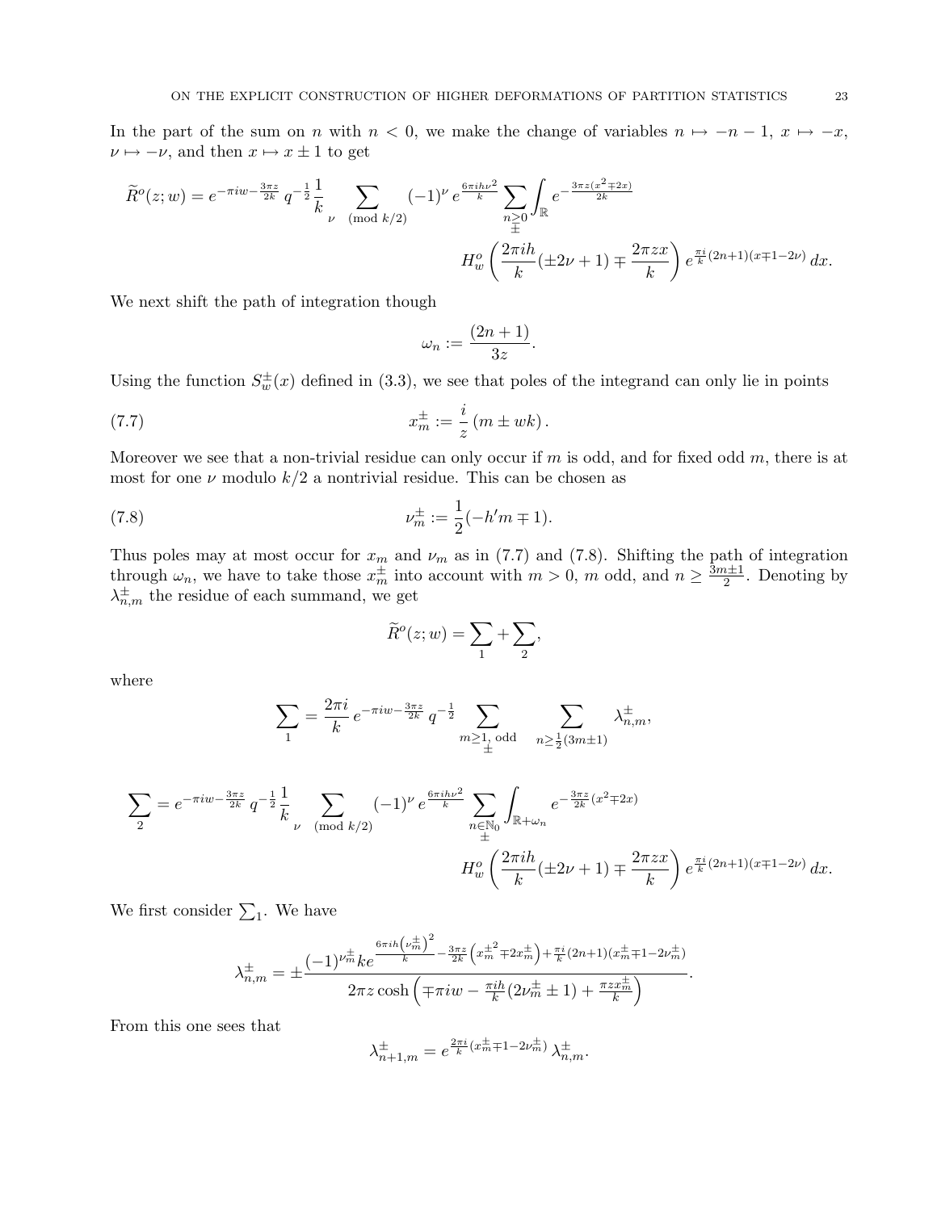In the part of the sum on $n$ with $n < 0$, we make the change of variables $n \mapsto -n-1$, $x \mapsto -x$, $\nu \mapsto -\nu$, and then $x \mapsto x \pm 1$ to get

$$\widetilde{R}^o(z;w) = e^{-\pi i w - \frac{3\pi z}{2k}}\, q^{-\frac{1}{2}} \frac{1}{k} \sum_{\nu \pmod{k/2}} (-1)^\nu \, e^{\frac{6\pi i h \nu^2}{k}} \sum_{\substack{n \geq 0 \\ \pm}} \int_{\mathbb{R}} e^{-\frac{3\pi z (x^2 \mp 2x)}{2k}} H_w^o\left(\frac{2\pi i h}{k}(\pm 2\nu + 1) \mp \frac{2\pi z x}{k}\right) e^{\frac{\pi i}{k}(2n+1)(x \mp 1 - 2\nu)}\, dx.$$

We next shift the path of integration though

$$\omega_n := \frac{(2n+1)}{3z}.$$

Using the function $S_w^{\pm}(x)$ defined in (3.3), we see that poles of the integrand can only lie in points

$$x_m^{\pm} := \frac{i}{z}\left(m \pm wk\right). \tag{7.7}$$

Moreover we see that a non-trivial residue can only occur if $m$ is odd, and for fixed odd $m$, there is at most for one $\nu$ modulo $k/2$ a nontrivial residue. This can be chosen as

$$\nu_m^{\pm} := \frac{1}{2}(-h'm \mp 1). \tag{7.8}$$

Thus poles may at most occur for $x_m$ and $\nu_m$ as in (7.7) and (7.8). Shifting the path of integration through $\omega_n$, we have to take those $x_m^{\pm}$ into account with $m > 0$, $m$ odd, and $n \geq \frac{3m \pm 1}{2}$. Denoting by $\lambda_{n,m}^{\pm}$ the residue of each summand, we get

$$\widetilde{R}^o(z;w) = \sum_1 + \sum_2,$$

where

$$\sum_1 = \frac{2\pi i}{k}\, e^{-\pi i w - \frac{3\pi z}{2k}}\, q^{-\frac{1}{2}} \sum_{\substack{m \geq 1, \text{ odd} \\ \pm}} \sum_{n \geq \frac{1}{2}(3m \pm 1)} \lambda_{n,m}^{\pm},$$

$$\sum_2 = e^{-\pi i w - \frac{3\pi z}{2k}}\, q^{-\frac{1}{2}} \frac{1}{k} \sum_{\nu \pmod{k/2}} (-1)^\nu \, e^{\frac{6\pi i h \nu^2}{k}} \sum_{\substack{n \in \mathbb{N}_0 \\ \pm}} \int_{\mathbb{R} + \omega_n} e^{-\frac{3\pi z}{2k}(x^2 \mp 2x)} H_w^o\left(\frac{2\pi i h}{k}(\pm 2\nu + 1) \mp \frac{2\pi z x}{k}\right) e^{\frac{\pi i}{k}(2n+1)(x \mp 1 - 2\nu)}\, dx.$$

We first consider $\sum_1$. We have

$$\lambda_{n,m}^{\pm} = \pm \frac{(-1)^{\nu_m^{\pm}} k e^{\frac{6\pi i h \left(\nu_m^{\pm}\right)^2}{k} - \frac{3\pi z}{2k}\left(x_m^{\pm 2} \mp 2 x_m^{\pm}\right) + \frac{\pi i}{k}(2n+1)(x_m^{\pm} \mp 1 - 2\nu_m^{\pm})}}{2\pi z \cosh\left(\mp \pi i w - \frac{\pi i h}{k}(2\nu_m^{\pm} \pm 1) + \frac{\pi z x_m^{\pm}}{k}\right)}.$$

From this one sees that

$$\lambda_{n+1,m}^{\pm} = e^{\frac{2\pi i}{k}(x_m^{\pm} \mp 1 - 2\nu_m^{\pm})}\, \lambda_{n,m}^{\pm}.$$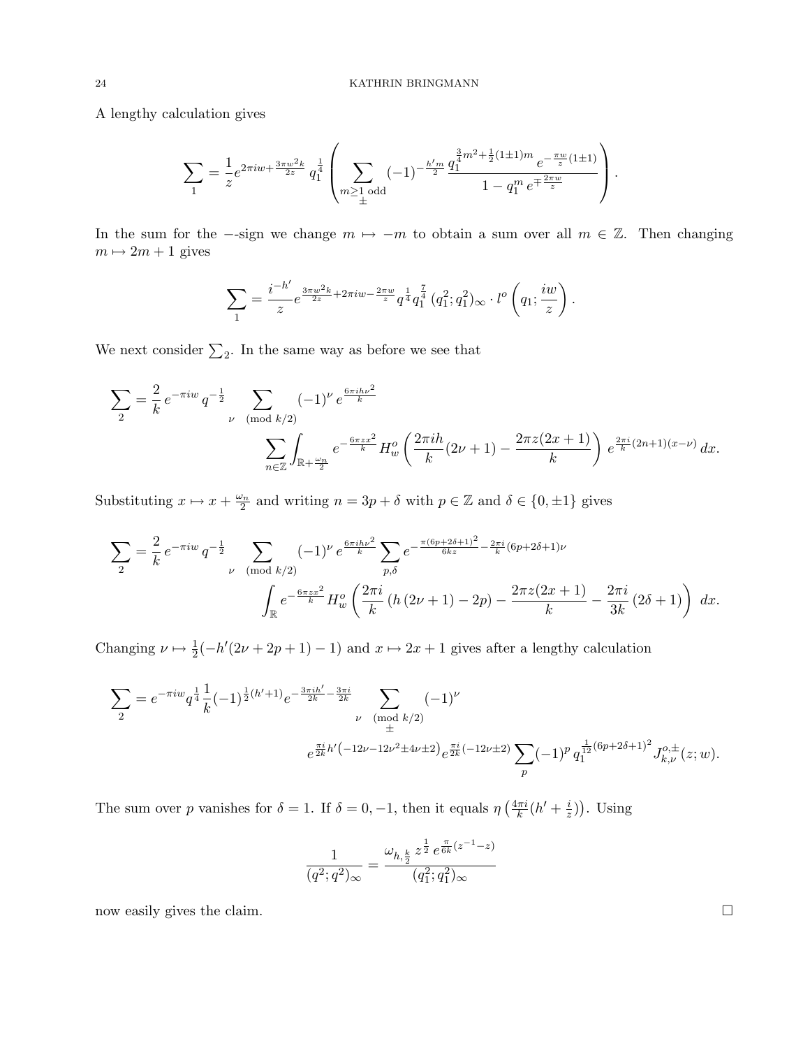A lengthy calculation gives

$$\sum_1 = \frac{1}{z} e^{2\pi i w + \frac{3\pi w^2 k}{2z}} \, q_1^{\frac{1}{4}} \left( \sum_{\substack{m \geq 1 \text{ odd} \\ \pm}} (-1)^{-\frac{h' m}{2}} \frac{q_1^{\frac{3}{4}m^2 + \frac{1}{2}(1\pm 1)m} \, e^{-\frac{\pi w}{z}(1\pm 1)}}{1 - q_1^m \, e^{\mp \frac{2\pi w}{z}}} \right).$$

In the sum for the $-$-sign we change $m \mapsto -m$ to obtain a sum over all $m \in \mathbb{Z}$. Then changing $m \mapsto 2m+1$ gives

$$\sum_1 = \frac{i^{-h'}}{z} e^{\frac{3\pi w^2 k}{2z} + 2\pi i w - \frac{2\pi w}{z}} \, q^{\frac{1}{4}} q_1^{\frac{7}{4}} \, (q_1^2; q_1^2)_\infty \cdot l^o\left(q_1; \frac{iw}{z}\right).$$

We next consider $\sum_2$. In the same way as before we see that

$$\sum_2 = \frac{2}{k} \, e^{-\pi i w} \, q^{-\frac{1}{2}} \sum_{\nu \pmod{k/2}} (-1)^\nu \, e^{\frac{6\pi i h \nu^2}{k}} \sum_{n \in \mathbb{Z}} \int_{\mathbb{R} + \frac{\omega_n}{2}} e^{-\frac{6\pi z x^2}{k}} \, H_w^o\left( \frac{2\pi i h}{k}(2\nu+1) - \frac{2\pi z (2x+1)}{k} \right) e^{\frac{2\pi i}{k}(2n+1)(x-\nu)} \, dx.$$

Substituting $x \mapsto x + \frac{\omega_n}{2}$ and writing $n = 3p + \delta$ with $p \in \mathbb{Z}$ and $\delta \in \{0, \pm 1\}$ gives

$$\sum_2 = \frac{2}{k} \, e^{-\pi i w} \, q^{-\frac{1}{2}} \sum_{\nu \pmod{k/2}} (-1)^\nu \, e^{\frac{6\pi i h \nu^2}{k}} \sum_{p, \delta} e^{-\frac{\pi (6p + 2\delta + 1)^2}{6kz} - \frac{2\pi i}{k}(6p + 2\delta + 1)\nu} \int_{\mathbb{R}} e^{-\frac{6\pi z x^2}{k}} \, H_w^o\left( \frac{2\pi i}{k}\left(h\,(2\nu+1) - 2p\right) - \frac{2\pi z (2x+1)}{k} - \frac{2\pi i}{3k}\,(2\delta + 1) \right) \, dx.$$

Changing $\nu \mapsto \frac{1}{2}(-h'(2\nu + 2p + 1) - 1)$ and $x \mapsto 2x + 1$ gives after a lengthy calculation

$$\sum_2 = e^{-\pi i w} q^{\frac{1}{4}} \frac{1}{k} (-1)^{\frac{1}{2}(h'+1)} e^{-\frac{3\pi i h'}{2k} - \frac{3\pi i}{2k}} \sum_{\substack{\nu \pmod{k/2} \\ \pm}} (-1)^\nu \, e^{\frac{\pi i}{2k} h'\left(-12\nu - 12\nu^2 \pm 4\nu \pm 2\right)} e^{\frac{\pi i}{2k}(-12\nu \pm 2)} \sum_p (-1)^p \, q_1^{\frac{1}{12}(6p + 2\delta + 1)^2} J_{k,\nu}^{o,\pm}(z; w).$$

The sum over $p$ vanishes for $\delta = 1$. If $\delta = 0, -1$, then it equals $\eta\left(\frac{4\pi i}{k}(h' + \frac{i}{z})\right)$. Using

$$\frac{1}{(q^2; q^2)_\infty} = \frac{\omega_{h, \frac{k}{2}} \; z^{\frac{1}{2}} \; e^{\frac{\pi}{6k}(z^{-1} - z)}}{(q_1^2; q_1^2)_\infty}$$

now easily gives the claim. $\square$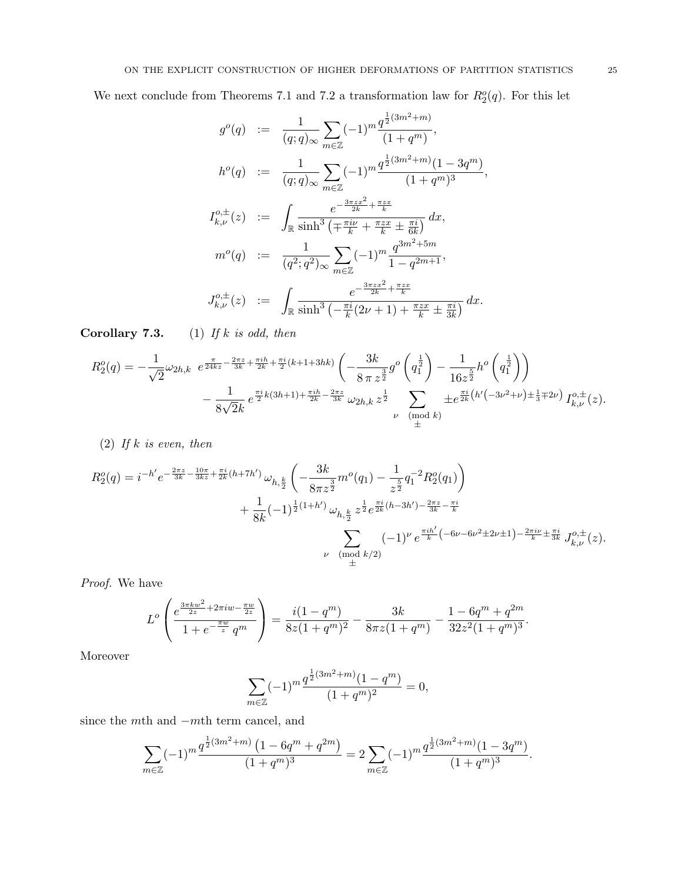We next conclude from Theorems 7.1 and 7.2 a transformation law for $R_2^o(q)$. For this let

$$
\begin{aligned}
g^o(q) &:= \frac{1}{(q;q)_\infty} \sum_{m\in\mathbb{Z}} (-1)^m \frac{q^{\frac{1}{2}(3m^2+m)}}{(1+q^m)},\\
h^o(q) &:= \frac{1}{(q;q)_\infty} \sum_{m\in\mathbb{Z}} (-1)^m \frac{q^{\frac{1}{2}(3m^2+m)}(1-3q^m)}{(1+q^m)^3},\\
I_{k,\nu}^{o,\pm}(z) &:= \int_{\mathbb{R}} \frac{e^{-\frac{3\pi z x^2}{2k}+\frac{\pi z x}{k}}}{\sinh^3\left(\mp\frac{\pi i \nu}{k}+\frac{\pi z x}{k}\pm\frac{\pi i}{6k}\right)}\, dx,\\
m^o(q) &:= \frac{1}{(q^2;q^2)_\infty} \sum_{m\in\mathbb{Z}} (-1)^m \frac{q^{3m^2+5m}}{1-q^{2m+1}},\\
J_{k,\nu}^{o,\pm}(z) &:= \int_{\mathbb{R}} \frac{e^{-\frac{3\pi z x^2}{2k}+\frac{\pi z x}{k}}}{\sinh^3\left(-\frac{\pi i}{k}(2\nu+1)+\frac{\pi z x}{k}\pm\frac{\pi i}{3k}\right)}\, dx.
\end{aligned}
$$

**Corollary 7.3.** (1) *If $k$ is odd, then*

$$
\begin{aligned}
R_2^o(q) = -\frac{1}{\sqrt{2}}\omega_{2h,k}\ e^{\frac{\pi}{24kz}-\frac{2\pi z}{3k}+\frac{\pi i h}{2k}+\frac{\pi i}{2}(k+1+3hk)}\left(-\frac{3k}{8\,\pi\, z^{\frac{3}{2}}} g^o\left(q_1^{\frac{1}{2}}\right) - \frac{1}{16 z^{\frac{5}{2}}} h^o\left(q_1^{\frac{1}{2}}\right)\right)\\
- \frac{1}{8\sqrt{2}k}\, e^{\frac{\pi i}{2}k(3h+1)+\frac{\pi i h}{2k}-\frac{2\pi z}{3k}}\,\omega_{2h,k}\, z^{\frac{1}{2}} \sum_{\substack{\nu \pmod k\\ \pm}} \pm e^{\frac{\pi i}{2k}\left(h'\left(-3\nu^2+\nu\right)\pm\frac{1}{3}\mp 2\nu\right)} I_{k,\nu}^{o,\pm}(z).
\end{aligned}
$$

(2) *If $k$ is even, then*

$$
\begin{aligned}
R_2^o(q) = i^{-h'} e^{-\frac{2\pi z}{3k}-\frac{10\pi}{3kz}+\frac{\pi i}{2k}(h+7h')}\,\omega_{h,\frac{k}{2}}\left(-\frac{3k}{8\pi z^{\frac{3}{2}}} m^o(q_1) - \frac{1}{z^{\frac{5}{2}}} q_1^{-2} R_2^o(q_1)\right)\\
+ \frac{1}{8k}(-1)^{\frac{1}{2}(1+h')}\,\omega_{h,\frac{k}{2}}\, z^{\frac{1}{2}} e^{\frac{\pi i}{2k}(h-3h')-\frac{2\pi z}{3k}-\frac{\pi i}{k}}\\
\sum_{\substack{\nu \pmod{k/2}\\ \pm}} (-1)^\nu\, e^{\frac{\pi i h'}{k}\left(-6\nu-6\nu^2\pm 2\nu\pm 1\right)-\frac{2\pi i \nu}{k}\pm\frac{\pi i}{3k}}\, J_{k,\nu}^{o,\pm}(z).
\end{aligned}
$$

*Proof.* We have

$$
L^o\left(\frac{e^{\frac{3\pi k w^2}{2z}+2\pi i w-\frac{\pi w}{2z}}}{1+e^{-\frac{\pi w}{z}}\,q^m}\right) = \frac{i(1-q^m)}{8z(1+q^m)^2} - \frac{3k}{8\pi z(1+q^m)} - \frac{1-6q^m+q^{2m}}{32z^2(1+q^m)^3}.
$$

Moreover

$$
\sum_{m\in\mathbb{Z}} (-1)^m \frac{q^{\frac{1}{2}(3m^2+m)}(1-q^m)}{(1+q^m)^2} = 0,
$$

since the $m$th and $-m$th term cancel, and

$$
\sum_{m\in\mathbb{Z}} (-1)^m \frac{q^{\frac{1}{2}(3m^2+m)}\left(1-6q^m+q^{2m}\right)}{(1+q^m)^3} = 2\sum_{m\in\mathbb{Z}} (-1)^m \frac{q^{\frac{1}{2}(3m^2+m)}(1-3q^m)}{(1+q^m)^3}.
$$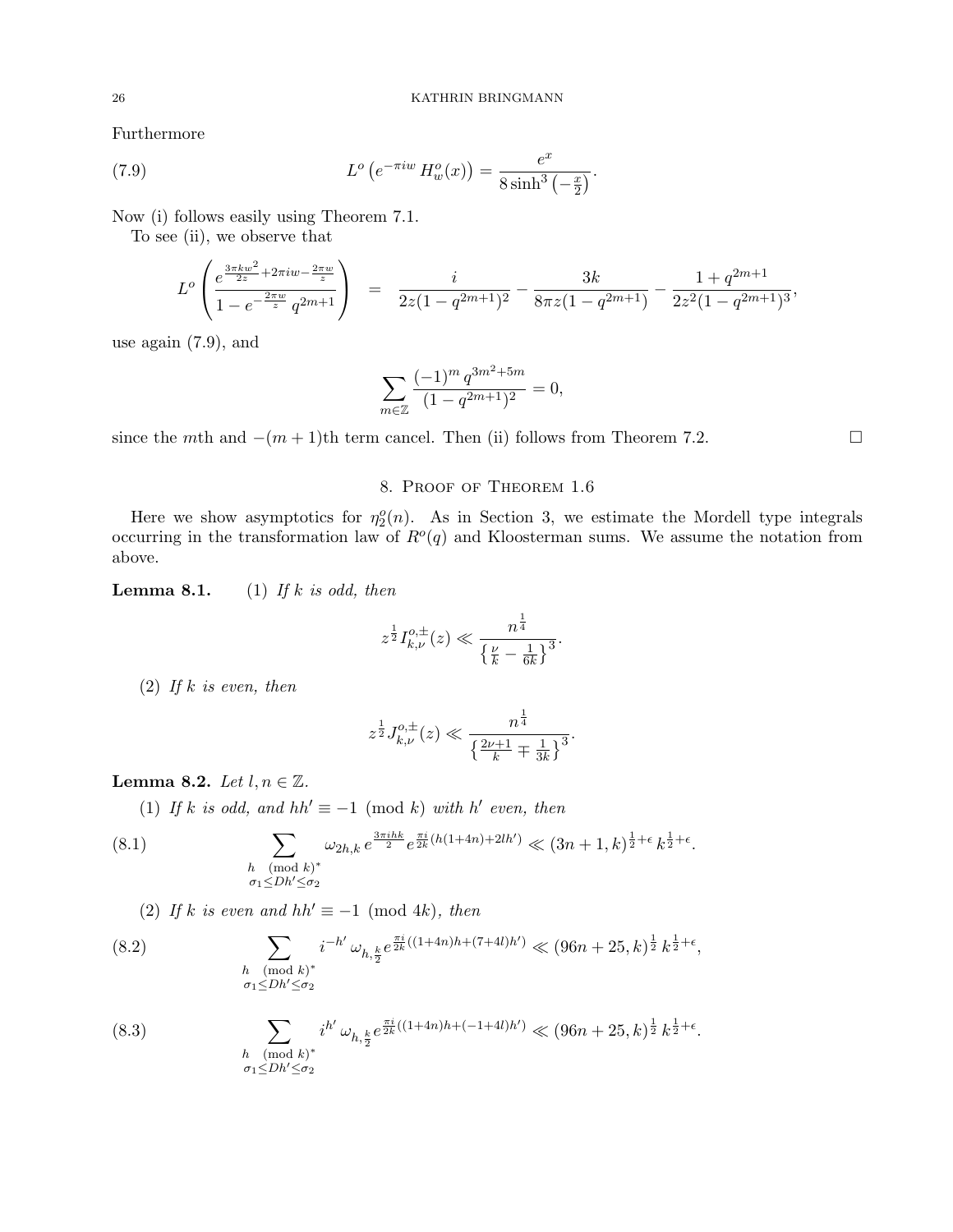Furthermore

$$L^o\left(e^{-\pi i w}\, H_w^o(x)\right) = \frac{e^x}{8\sinh^3\left(-\frac{x}{2}\right)}. \tag{7.9}$$

Now (i) follows easily using Theorem 7.1.

To see (ii), we observe that

$$L^o\left(\frac{e^{\frac{3\pi k w^2}{2z}+2\pi i w-\frac{2\pi w}{z}}}{1-e^{-\frac{2\pi w}{z}}\, q^{2m+1}}\right) = \frac{i}{2z(1-q^{2m+1})^2} - \frac{3k}{8\pi z(1-q^{2m+1})} - \frac{1+q^{2m+1}}{2z^2(1-q^{2m+1})^3},$$

use again (7.9), and

$$\sum_{m\in\mathbb{Z}} \frac{(-1)^m\, q^{3m^2+5m}}{(1-q^{2m+1})^2} = 0,$$

since the $m$th and $-(m+1)$th term cancel. Then (ii) follows from Theorem 7.2. $\square$

## 8. Proof of Theorem 1.6

Here we show asymptotics for $\eta_2^o(n)$. As in Section 3, we estimate the Mordell type integrals occurring in the transformation law of $R^o(q)$ and Kloosterman sums. We assume the notation from above.

**Lemma 8.1.** (1) *If $k$ is odd, then*

$$z^{\frac{1}{2}} I_{k,\nu}^{o,\pm}(z) \ll \frac{n^{\frac{1}{4}}}{\left\{\frac{\nu}{k}-\frac{1}{6k}\right\}^3}.$$

(2) *If $k$ is even, then*

$$z^{\frac{1}{2}} J_{k,\nu}^{o,\pm}(z) \ll \frac{n^{\frac{1}{4}}}{\left\{\frac{2\nu+1}{k}\mp\frac{1}{3k}\right\}^3}.$$

**Lemma 8.2.** *Let $l, n \in \mathbb{Z}$.*

(1) *If $k$ is odd, and $hh' \equiv -1 \pmod k$ with $h'$ even, then*

$$\sum_{\substack{h \pmod k^* \\ \sigma_1\le Dh'\le\sigma_2}} \omega_{2h,k}\, e^{\frac{3\pi i h k}{2}}\, e^{\frac{\pi i}{2k}(h(1+4n)+2lh')} \ll (3n+1,k)^{\frac{1}{2}+\epsilon}\, k^{\frac{1}{2}+\epsilon}. \tag{8.1}$$

(2) *If $k$ is even and $hh' \equiv -1 \pmod{4k}$, then*

$$\sum_{\substack{h \pmod k^* \\ \sigma_1\le Dh'\le\sigma_2}} i^{-h'}\, \omega_{h,\frac{k}{2}}\, e^{\frac{\pi i}{2k}((1+4n)h+(7+4l)h')} \ll (96n+25,k)^{\frac{1}{2}}\, k^{\frac{1}{2}+\epsilon}, \tag{8.2}$$

$$\sum_{\substack{h \pmod k^* \\ \sigma_1\le Dh'\le\sigma_2}} i^{h'}\, \omega_{h,\frac{k}{2}}\, e^{\frac{\pi i}{2k}((1+4n)h+(-1+4l)h')} \ll (96n+25,k)^{\frac{1}{2}}\, k^{\frac{1}{2}+\epsilon}. \tag{8.3}$$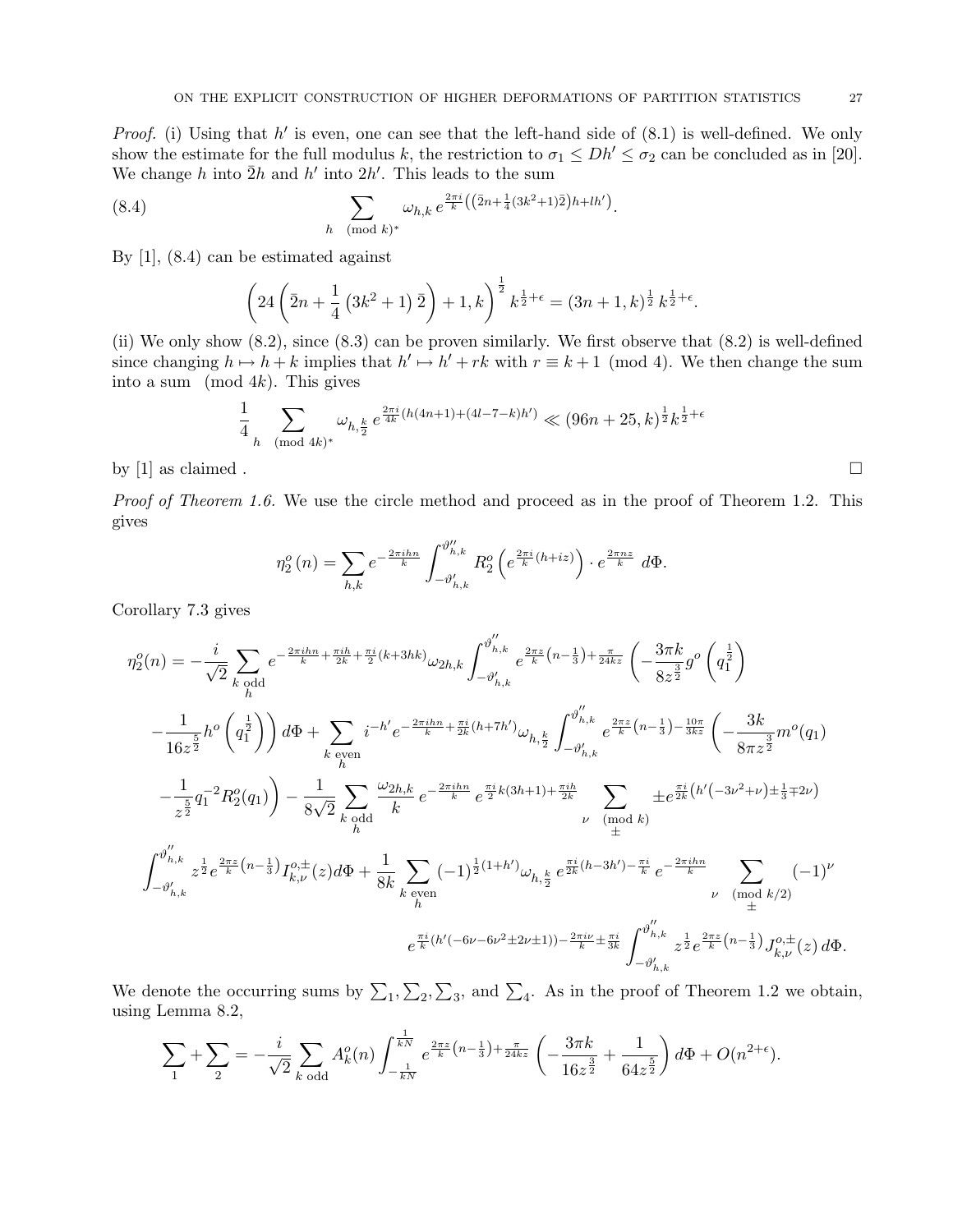*Proof.* (i) Using that $h'$ is even, one can see that the left-hand side of (8.1) is well-defined. We only show the estimate for the full modulus $k$, the restriction to $\sigma_1 \leq Dh' \leq \sigma_2$ can be concluded as in [20]. We change $h$ into $\bar{2}h$ and $h'$ into $2h'$. This leads to the sum

$$\sum_{h \pmod{k)^*}} \omega_{h,k}\, e^{\frac{2\pi i}{k}\left(\left(\bar{2}n+\frac{1}{4}(3k^2+1)\bar{2}\right)h+lh'\right)}. \tag{8.4}$$

By [1], (8.4) can be estimated against

$$\left(24\left(\bar{2}n+\frac{1}{4}\left(3k^2+1\right)\bar{2}\right)+1,k\right)^{\frac{1}{2}}k^{\frac{1}{2}+\epsilon} = (3n+1,k)^{\frac{1}{2}}\,k^{\frac{1}{2}+\epsilon}.$$

(ii) We only show (8.2), since (8.3) can be proven similarly. We first observe that (8.2) is well-defined since changing $h \mapsto h+k$ implies that $h' \mapsto h'+rk$ with $r \equiv k+1 \pmod 4$. We then change the sum into a sum $\pmod{4k}$. This gives

$$\frac{1}{4}\sum_{h \pmod{4k)^*}} \omega_{h,\frac{k}{2}}\, e^{\frac{2\pi i}{4k}(h(4n+1)+(4l-7-k)h')} \ll (96n+25,k)^{\frac{1}{2}}k^{\frac{1}{2}+\epsilon}$$

by [1] as claimed . $\square$

*Proof of Theorem 1.6.* We use the circle method and proceed as in the proof of Theorem 1.2. This gives

$$\eta_2^o(n) = \sum_{h,k} e^{-\frac{2\pi i h n}{k}}\int_{-\vartheta'_{h,k}}^{\vartheta''_{h,k}} R_2^o\left(e^{\frac{2\pi i}{k}(h+iz)}\right)\cdot e^{\frac{2\pi n z}{k}}\, d\Phi.$$

Corollary 7.3 gives

$$\begin{aligned}
\eta_2^o(n) = &-\frac{i}{\sqrt{2}}\sum_{\substack{k \text{ odd}\\ h}} e^{-\frac{2\pi i h n}{k}+\frac{\pi i h}{2k}+\frac{\pi i}{2}(k+3hk)}\omega_{2h,k}\int_{-\vartheta'_{h,k}}^{\vartheta''_{h,k}} e^{\frac{2\pi z}{k}\left(n-\frac{1}{3}\right)+\frac{\pi}{24kz}}\left(-\frac{3\pi k}{8z^{\frac{3}{2}}}g^o\left(q_1^{\frac{1}{2}}\right)\right.\\
&\left.-\frac{1}{16z^{\frac{5}{2}}}h^o\left(q_1^{\frac{1}{2}}\right)\right)d\Phi + \sum_{\substack{k \text{ even}\\ h}} i^{-h'}e^{-\frac{2\pi i h n}{k}+\frac{\pi i}{2k}(h+7h')}\omega_{h,\frac{k}{2}}\int_{-\vartheta'_{h,k}}^{\vartheta''_{h,k}} e^{\frac{2\pi z}{k}\left(n-\frac{1}{3}\right)-\frac{10\pi}{3kz}}\left(-\frac{3k}{8\pi z^{\frac{3}{2}}}m^o(q_1)\right.\\
&\left.-\frac{1}{z^{\frac{5}{2}}}q_1^{-2}R_2^o(q_1)\right) - \frac{1}{8\sqrt{2}}\sum_{\substack{k \text{ odd}\\ h}}\frac{\omega_{2h,k}}{k}\, e^{-\frac{2\pi i h n}{k}}\, e^{\frac{\pi i}{2}k(3h+1)+\frac{\pi i h}{2k}}\sum_{\substack{\nu \pmod k\\ \pm}} \pm e^{\frac{\pi i}{2k}\left(h'\left(-3\nu^2+\nu\right)\pm\frac{1}{3}\mp 2\nu\right)}\\
&\int_{-\vartheta'_{h,k}}^{\vartheta''_{h,k}} z^{\frac{1}{2}}e^{\frac{2\pi z}{k}\left(n-\frac{1}{3}\right)}I_{k,\nu}^{o,\pm}(z)d\Phi + \frac{1}{8k}\sum_{\substack{k \text{ even}\\ h}}(-1)^{\frac{1}{2}(1+h')}\omega_{h,\frac{k}{2}}\, e^{\frac{\pi i}{2k}(h-3h')-\frac{\pi i}{k}}\, e^{-\frac{2\pi i h n}{k}}\sum_{\substack{\nu \pmod{k/2}\\ \pm}}(-1)^{\nu}\\
&e^{\frac{\pi i}{k}(h'(-6\nu-6\nu^2\pm 2\nu\pm 1))-\frac{2\pi i\nu}{k}\pm\frac{\pi i}{3k}}\int_{-\vartheta'_{h,k}}^{\vartheta''_{h,k}} z^{\frac{1}{2}}e^{\frac{2\pi z}{k}\left(n-\frac{1}{3}\right)}J_{k,\nu}^{o,\pm}(z)\, d\Phi.
\end{aligned}$$

We denote the occurring sums by $\sum_1, \sum_2, \sum_3$, and $\sum_4$. As in the proof of Theorem 1.2 we obtain, using Lemma 8.2,

$$\sum_1 + \sum_2 = -\frac{i}{\sqrt{2}}\sum_{k \text{ odd}} A_k^o(n)\int_{-\frac{1}{kN}}^{\frac{1}{kN}} e^{\frac{2\pi z}{k}\left(n-\frac{1}{3}\right)+\frac{\pi}{24kz}}\left(-\frac{3\pi k}{16z^{\frac{3}{2}}}+\frac{1}{64z^{\frac{5}{2}}}\right)d\Phi + O(n^{2+\epsilon}).$$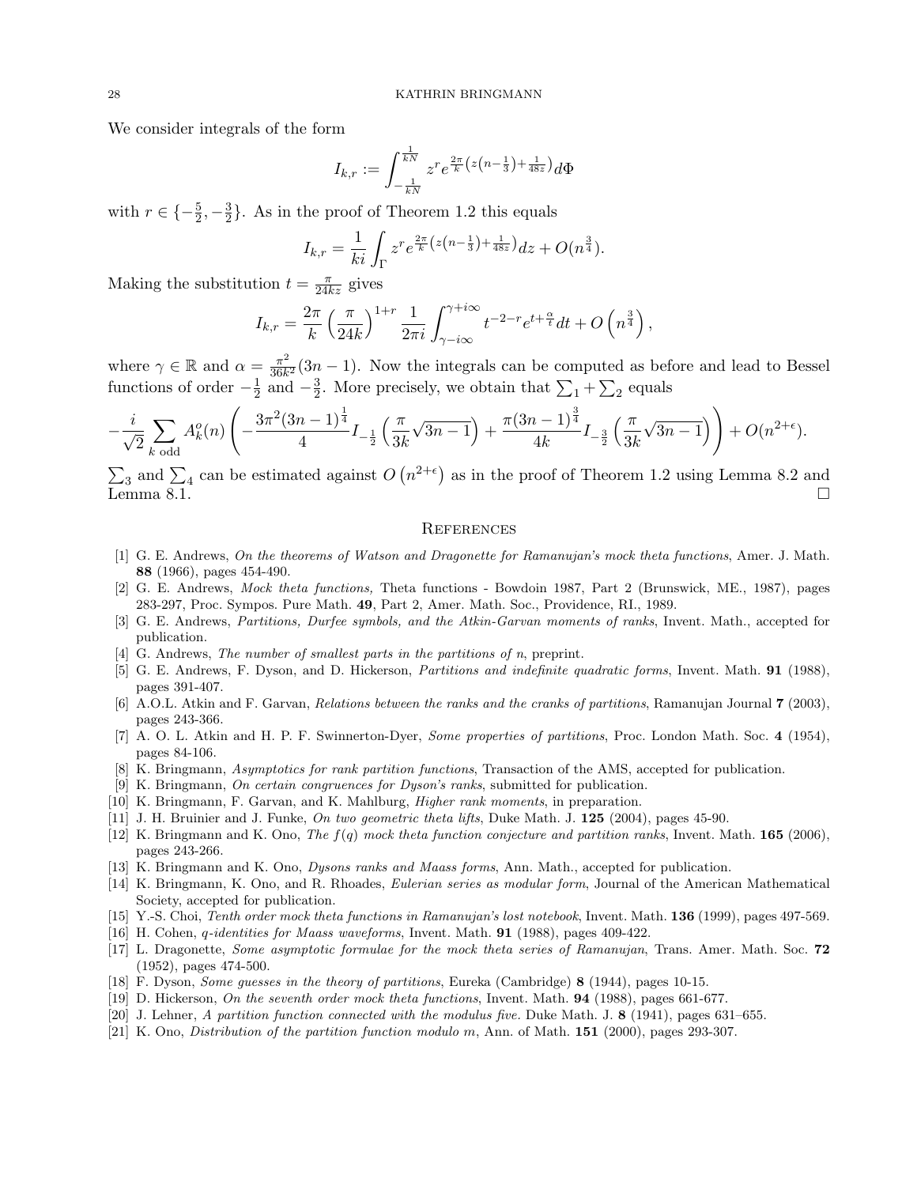We consider integrals of the form

$$I_{k,r} := \int_{-\frac{1}{kN}}^{\frac{1}{kN}} z^r e^{\frac{2\pi}{k}\left(z\left(n-\frac{1}{3}\right)+\frac{1}{48z}\right)} d\Phi$$

with $r \in \{-\frac{5}{2}, -\frac{3}{2}\}$. As in the proof of Theorem 1.2 this equals

$$I_{k,r} = \frac{1}{ki}\int_{\Gamma} z^r e^{\frac{2\pi}{k}\left(z\left(n-\frac{1}{3}\right)+\frac{1}{48z}\right)} dz + O(n^{\frac{3}{4}}).$$

Making the substitution $t = \frac{\pi}{24kz}$ gives

$$I_{k,r} = \frac{2\pi}{k}\left(\frac{\pi}{24k}\right)^{1+r} \frac{1}{2\pi i}\int_{\gamma - i\infty}^{\gamma+i\infty} t^{-2-r} e^{t+\frac{\alpha}{t}} dt + O\left(n^{\frac{3}{4}}\right),$$

where $\gamma \in \mathbb{R}$ and $\alpha = \frac{\pi^2}{36k^2}(3n-1)$. Now the integrals can be computed as before and lead to Bessel functions of order $-\frac{1}{2}$ and $-\frac{3}{2}$. More precisely, we obtain that $\sum_1 + \sum_2$ equals

$$-\frac{i}{\sqrt{2}}\sum_{k \text{ odd}} A_k^o(n)\left(-\frac{3\pi^2(3n-1)^{\frac{1}{4}}}{4} I_{-\frac{1}{2}}\left(\frac{\pi}{3k}\sqrt{3n-1}\right) + \frac{\pi(3n-1)^{\frac{3}{4}}}{4k} I_{-\frac{3}{2}}\left(\frac{\pi}{3k}\sqrt{3n-1}\right)\right) + O(n^{2+\epsilon}).$$

$\sum_3$ and $\sum_4$ can be estimated against $O\left(n^{2+\epsilon}\right)$ as in the proof of Theorem 1.2 using Lemma 8.2 and Lemma 8.1. □

## References

[1] G. E. Andrews, *On the theorems of Watson and Dragonette for Ramanujan's mock theta functions*, Amer. J. Math. **88** (1966), pages 454-490.

[2] G. E. Andrews, *Mock theta functions,* Theta functions - Bowdoin 1987, Part 2 (Brunswick, ME., 1987), pages 283-297, Proc. Sympos. Pure Math. **49**, Part 2, Amer. Math. Soc., Providence, RI., 1989.

[3] G. E. Andrews, *Partitions, Durfee symbols, and the Atkin-Garvan moments of ranks*, Invent. Math., accepted for publication.

[4] G. Andrews, *The number of smallest parts in the partitions of n*, preprint.

[5] G. E. Andrews, F. Dyson, and D. Hickerson, *Partitions and indefinite quadratic forms*, Invent. Math. **91** (1988), pages 391-407.

[6] A.O.L. Atkin and F. Garvan, *Relations between the ranks and the cranks of partitions*, Ramanujan Journal **7** (2003), pages 243-366.

[7] A. O. L. Atkin and H. P. F. Swinnerton-Dyer, *Some properties of partitions*, Proc. London Math. Soc. **4** (1954), pages 84-106.

[8] K. Bringmann, *Asymptotics for rank partition functions*, Transaction of the AMS, accepted for publication.

[9] K. Bringmann, *On certain congruences for Dyson's ranks*, submitted for publication.

[10] K. Bringmann, F. Garvan, and K. Mahlburg, *Higher rank moments*, in preparation.

[11] J. H. Bruinier and J. Funke, *On two geometric theta lifts*, Duke Math. J. **125** (2004), pages 45-90.

[12] K. Bringmann and K. Ono, *The f(q) mock theta function conjecture and partition ranks*, Invent. Math. **165** (2006), pages 243-266.

[13] K. Bringmann and K. Ono, *Dysons ranks and Maass forms*, Ann. Math., accepted for publication.

[14] K. Bringmann, K. Ono, and R. Rhoades, *Eulerian series as modular form*, Journal of the American Mathematical Society, accepted for publication.

[15] Y.-S. Choi, *Tenth order mock theta functions in Ramanujan's lost notebook*, Invent. Math. **136** (1999), pages 497-569.

[16] H. Cohen, *q-identities for Maass waveforms*, Invent. Math. **91** (1988), pages 409-422.

[17] L. Dragonette, *Some asymptotic formulae for the mock theta series of Ramanujan*, Trans. Amer. Math. Soc. **72** (1952), pages 474-500.

[18] F. Dyson, *Some guesses in the theory of partitions*, Eureka (Cambridge) **8** (1944), pages 10-15.

[19] D. Hickerson, *On the seventh order mock theta functions*, Invent. Math. **94** (1988), pages 661-677.

[20] J. Lehner, *A partition function connected with the modulus five.* Duke Math. J. **8** (1941), pages 631–655.

[21] K. Ono, *Distribution of the partition function modulo m*, Ann. of Math. **151** (2000), pages 293-307.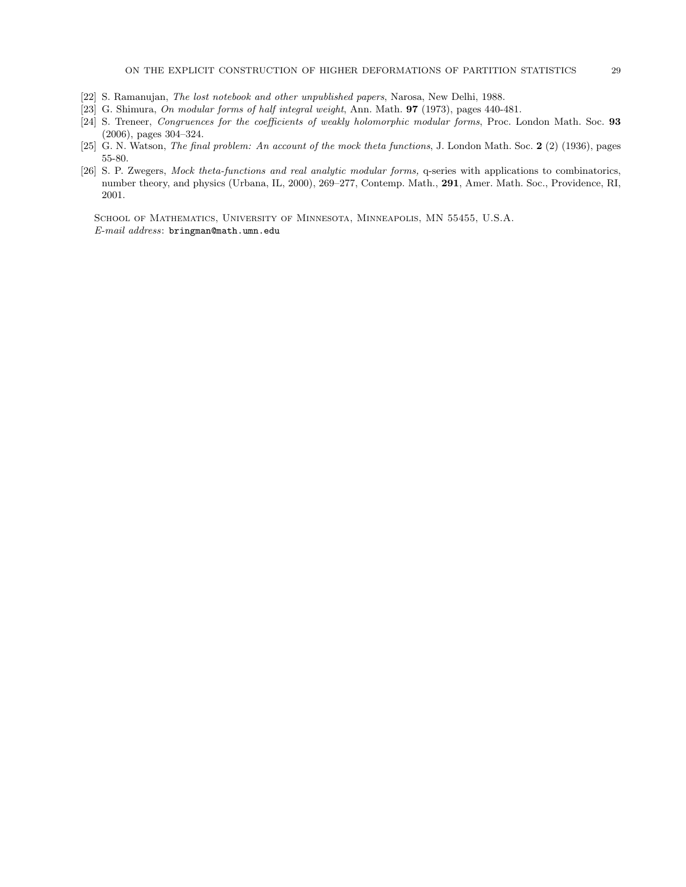[22] S. Ramanujan, *The lost notebook and other unpublished papers*, Narosa, New Delhi, 1988.

[23] G. Shimura, *On modular forms of half integral weight*, Ann. Math. **97** (1973), pages 440-481.

[24] S. Treneer, *Congruences for the coefficients of weakly holomorphic modular forms*, Proc. London Math. Soc. **93** (2006), pages 304–324.

[25] G. N. Watson, *The final problem: An account of the mock theta functions*, J. London Math. Soc. **2** (2) (1936), pages 55-80.

[26] S. P. Zwegers, *Mock theta-functions and real analytic modular forms,* q-series with applications to combinatorics, number theory, and physics (Urbana, IL, 2000), 269–277, Contemp. Math., **291**, Amer. Math. Soc., Providence, RI, 2001.

School of Mathematics, University of Minnesota, Minneapolis, MN 55455, U.S.A.
*E-mail address*: bringman@math.umn.edu